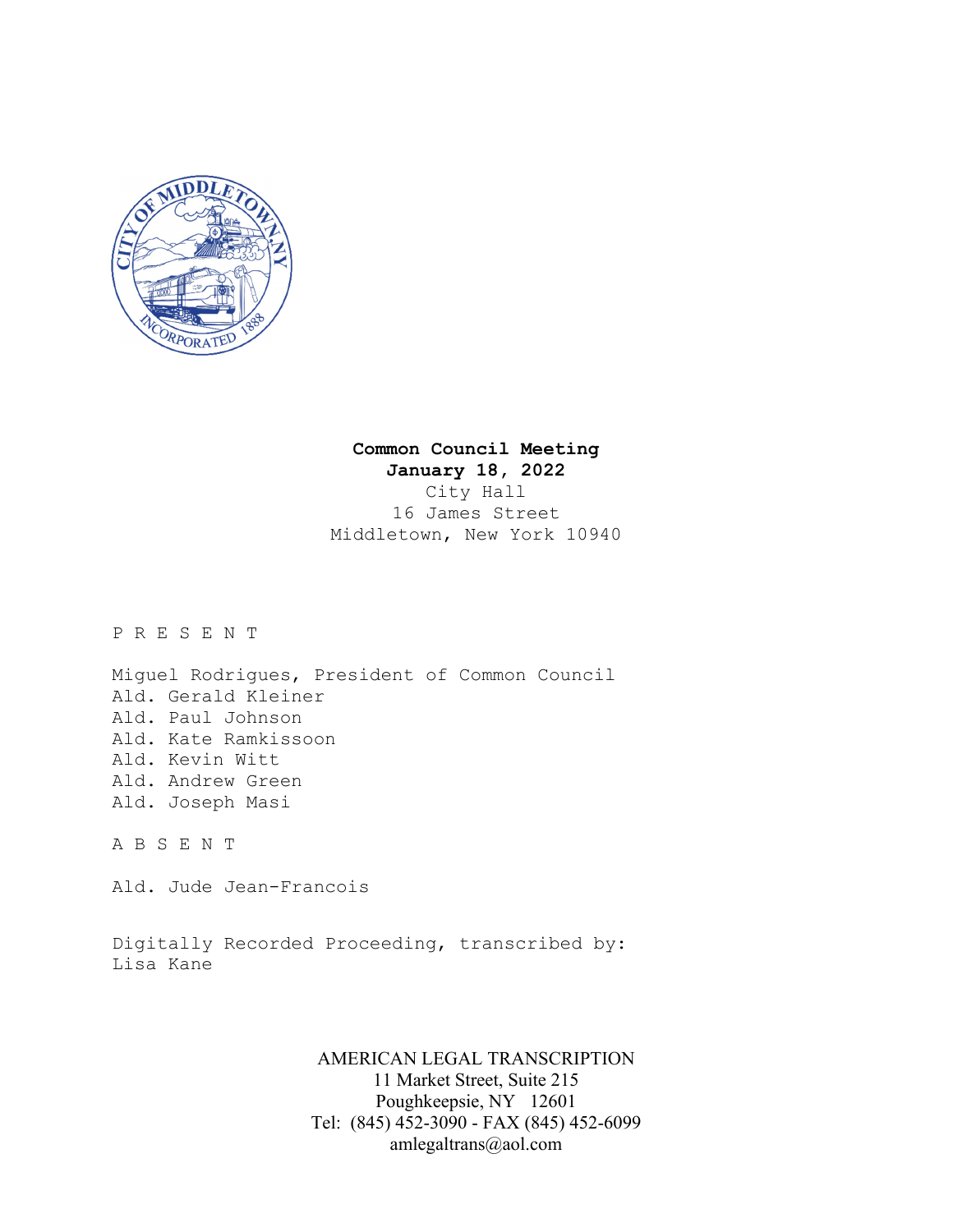**Common Council Meeting**
**January 18, 2022**
City Hall
16 James Street
Middletown, New York 10940

P R E S E N T

Miguel Rodrigues, President of Common Council
Ald. Gerald Kleiner
Ald. Paul Johnson
Ald. Kate Ramkissoon
Ald. Kevin Witt
Ald. Andrew Green
Ald. Joseph Masi

A B S E N T

Ald. Jude Jean-Francois

Digitally Recorded Proceeding, transcribed by:
Lisa Kane

AMERICAN LEGAL TRANSCRIPTION
11 Market Street, Suite 215
Poughkeepsie, NY 12601
Tel: (845) 452-3090 - FAX (845) 452-6099
amlegaltrans@aol.com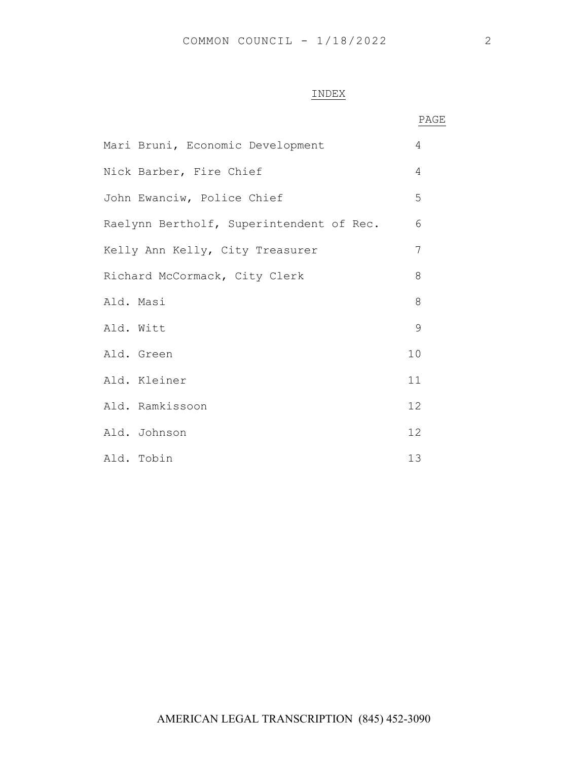# INDEX

| | PAGE |
|---|---|
| Mari Bruni, Economic Development | 4 |
| Nick Barber, Fire Chief | 4 |
| John Ewanciw, Police Chief | 5 |
| Raelynn Bertholf, Superintendent of Rec. | 6 |
| Kelly Ann Kelly, City Treasurer | 7 |
| Richard McCormack, City Clerk | 8 |
| Ald. Masi | 8 |
| Ald. Witt | 9 |
| Ald. Green | 10 |
| Ald. Kleiner | 11 |
| Ald. Ramkissoon | 12 |
| Ald. Johnson | 12 |
| Ald. Tobin | 13 |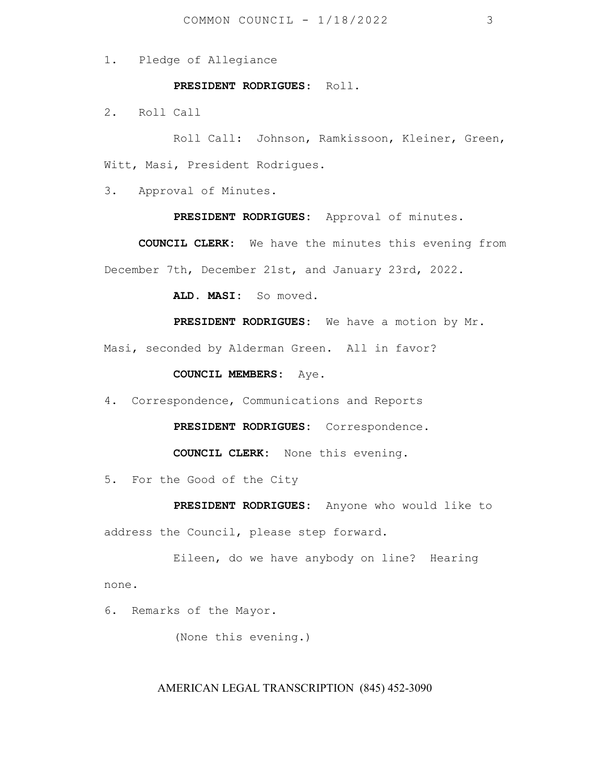1. Pledge of Allegiance

**PRESIDENT RODRIGUES:** Roll.

2. Roll Call

Roll Call: Johnson, Ramkissoon, Kleiner, Green, Witt, Masi, President Rodrigues.

3. Approval of Minutes.

**PRESIDENT RODRIGUES:** Approval of minutes.

**COUNCIL CLERK:** We have the minutes this evening from December 7th, December 21st, and January 23rd, 2022.

**ALD. MASI:** So moved.

**PRESIDENT RODRIGUES:** We have a motion by Mr. Masi, seconded by Alderman Green. All in favor?

**COUNCIL MEMBERS:** Aye.

4. Correspondence, Communications and Reports

**PRESIDENT RODRIGUES:** Correspondence.

**COUNCIL CLERK:** None this evening.

5. For the Good of the City

**PRESIDENT RODRIGUES:** Anyone who would like to address the Council, please step forward.

Eileen, do we have anybody on line? Hearing none.

6. Remarks of the Mayor.

(None this evening.)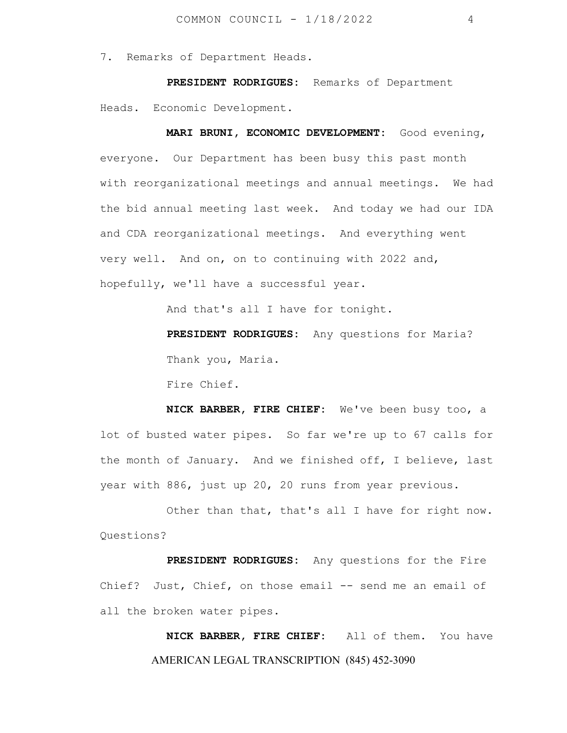7. Remarks of Department Heads.

**PRESIDENT RODRIGUES:** Remarks of Department Heads. Economic Development.

**MARI BRUNI, ECONOMIC DEVELOPMENT:** Good evening, everyone. Our Department has been busy this past month with reorganizational meetings and annual meetings. We had the bid annual meeting last week. And today we had our IDA and CDA reorganizational meetings. And everything went very well. And on, on to continuing with 2022 and, hopefully, we'll have a successful year.

And that's all I have for tonight.

**PRESIDENT RODRIGUES:** Any questions for Maria?

Thank you, Maria.

Fire Chief.

**NICK BARBER, FIRE CHIEF:** We've been busy too, a lot of busted water pipes. So far we're up to 67 calls for the month of January. And we finished off, I believe, last year with 886, just up 20, 20 runs from year previous.

Other than that, that's all I have for right now. Questions?

**PRESIDENT RODRIGUES:** Any questions for the Fire Chief? Just, Chief, on those email -- send me an email of all the broken water pipes.

**NICK BARBER, FIRE CHIEF:** All of them. You have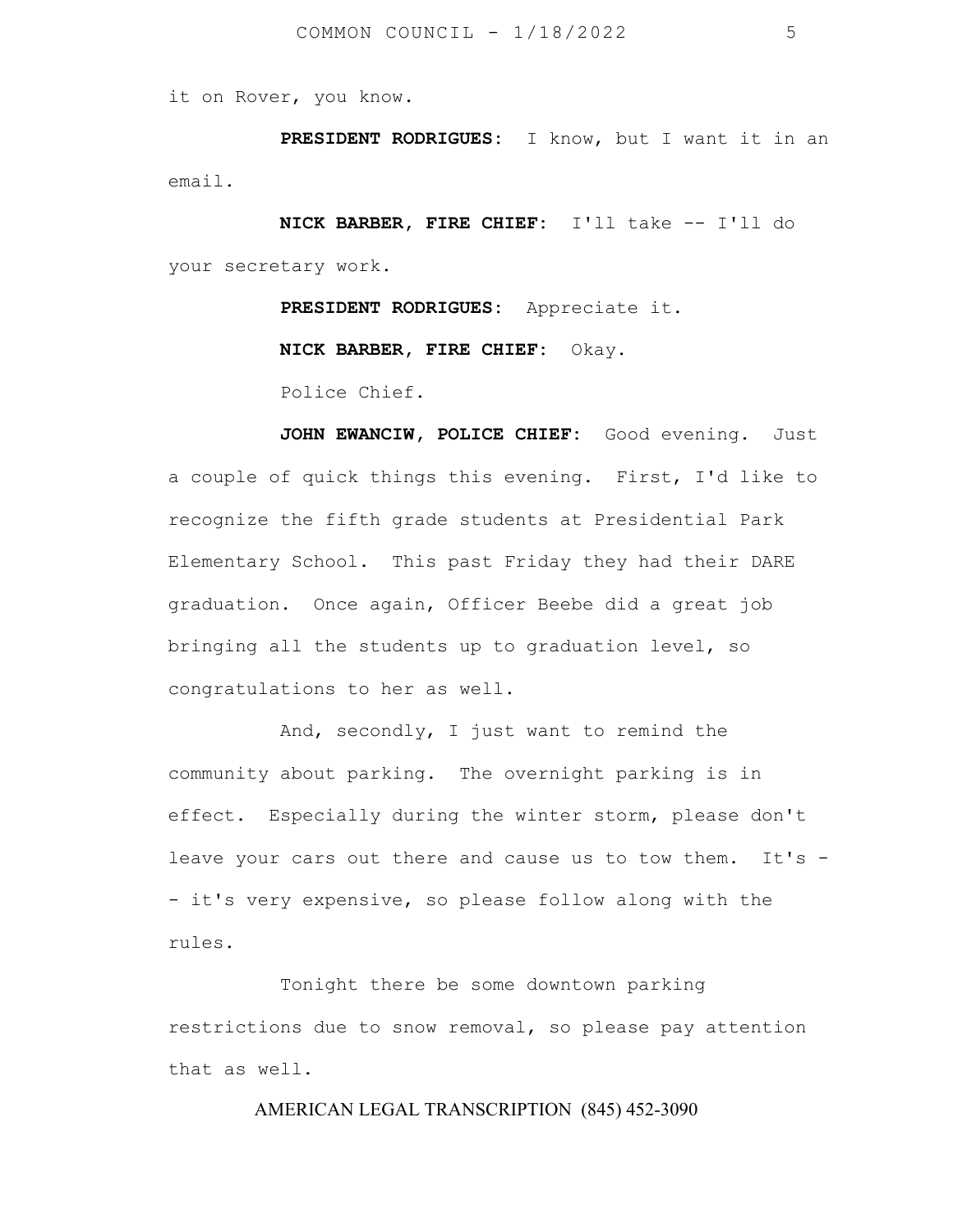it on Rover, you know.

**PRESIDENT RODRIGUES:** I know, but I want it in an email.

**NICK BARBER, FIRE CHIEF:** I'll take -- I'll do your secretary work.

**PRESIDENT RODRIGUES:** Appreciate it.

**NICK BARBER, FIRE CHIEF:** Okay.

Police Chief.

**JOHN EWANCIW, POLICE CHIEF:** Good evening. Just a couple of quick things this evening. First, I'd like to recognize the fifth grade students at Presidential Park Elementary School. This past Friday they had their DARE graduation. Once again, Officer Beebe did a great job bringing all the students up to graduation level, so congratulations to her as well.

And, secondly, I just want to remind the community about parking. The overnight parking is in effect. Especially during the winter storm, please don't leave your cars out there and cause us to tow them. It's -- it's very expensive, so please follow along with the rules.

Tonight there be some downtown parking restrictions due to snow removal, so please pay attention that as well.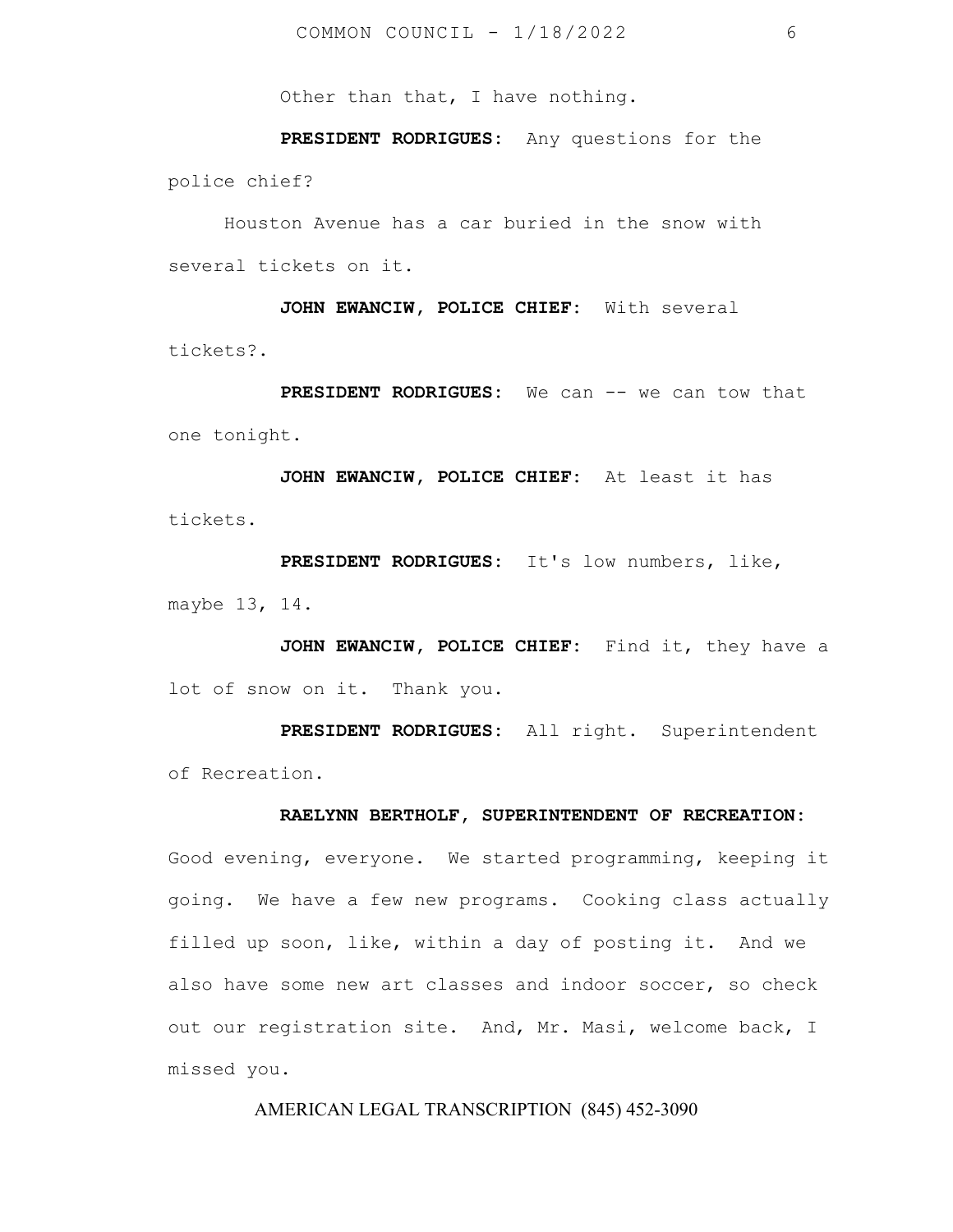Other than that, I have nothing.

**PRESIDENT RODRIGUES:** Any questions for the police chief?

Houston Avenue has a car buried in the snow with several tickets on it.

**JOHN EWANCIW, POLICE CHIEF:** With several tickets?.

**PRESIDENT RODRIGUES:** We can -- we can tow that one tonight.

**JOHN EWANCIW, POLICE CHIEF:** At least it has tickets.

**PRESIDENT RODRIGUES:** It's low numbers, like, maybe 13, 14.

**JOHN EWANCIW, POLICE CHIEF:** Find it, they have a lot of snow on it. Thank you.

**PRESIDENT RODRIGUES:** All right. Superintendent of Recreation.

**RAELYNN BERTHOLF, SUPERINTENDENT OF RECREATION:** Good evening, everyone. We started programming, keeping it going. We have a few new programs. Cooking class actually filled up soon, like, within a day of posting it. And we also have some new art classes and indoor soccer, so check out our registration site. And, Mr. Masi, welcome back, I missed you.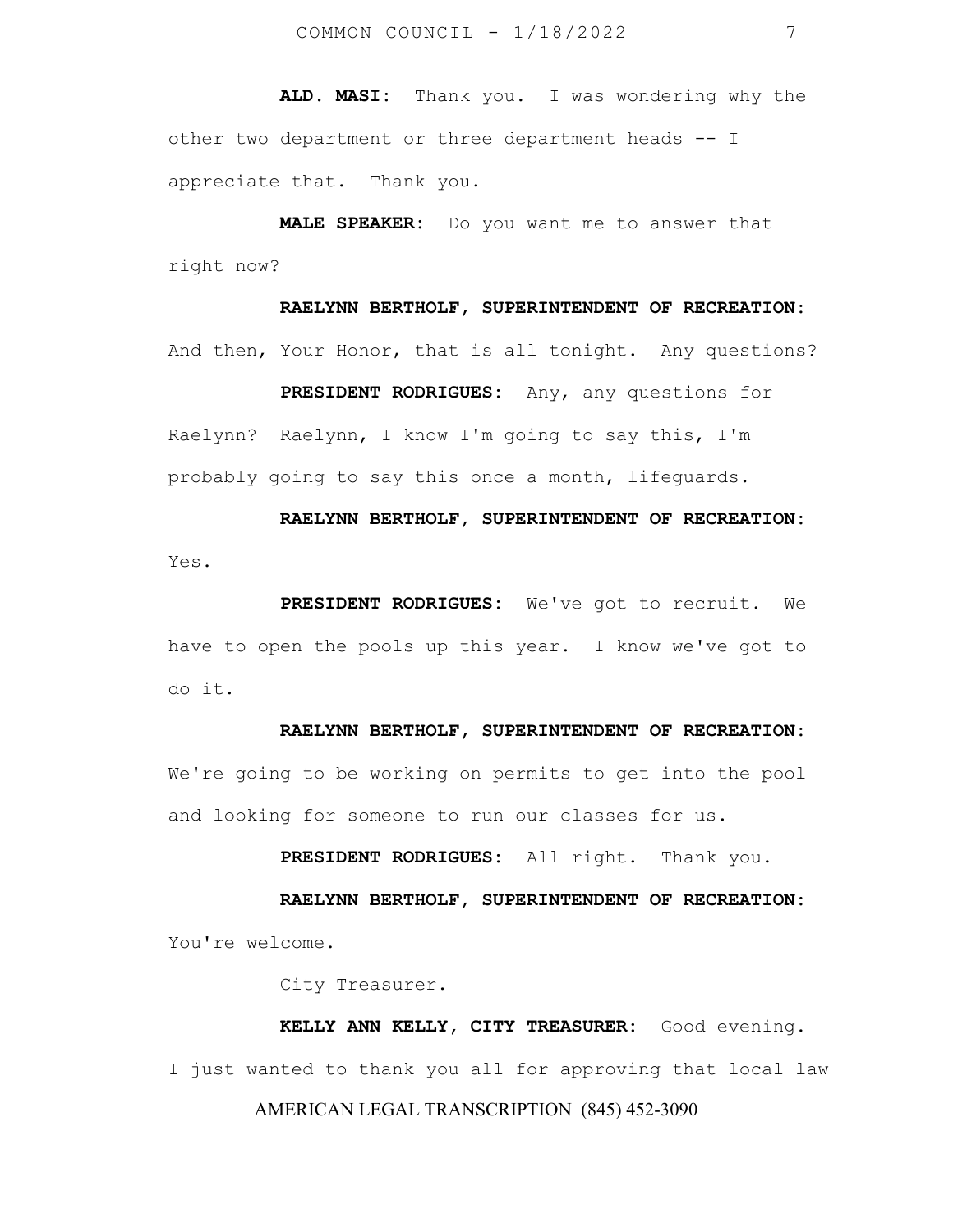**ALD. MASI:** Thank you. I was wondering why the other two department or three department heads -- I appreciate that. Thank you.

**MALE SPEAKER:** Do you want me to answer that right now?

**RAELYNN BERTHOLF, SUPERINTENDENT OF RECREATION:** And then, Your Honor, that is all tonight. Any questions?

**PRESIDENT RODRIGUES:** Any, any questions for Raelynn? Raelynn, I know I'm going to say this, I'm probably going to say this once a month, lifeguards.

**RAELYNN BERTHOLF, SUPERINTENDENT OF RECREATION:** Yes.

**PRESIDENT RODRIGUES:** We've got to recruit. We have to open the pools up this year. I know we've got to do it.

**RAELYNN BERTHOLF, SUPERINTENDENT OF RECREATION:** We're going to be working on permits to get into the pool and looking for someone to run our classes for us.

**PRESIDENT RODRIGUES:** All right. Thank you.

**RAELYNN BERTHOLF, SUPERINTENDENT OF RECREATION:** You're welcome.

City Treasurer.

**KELLY ANN KELLY, CITY TREASURER:** Good evening. I just wanted to thank you all for approving that local law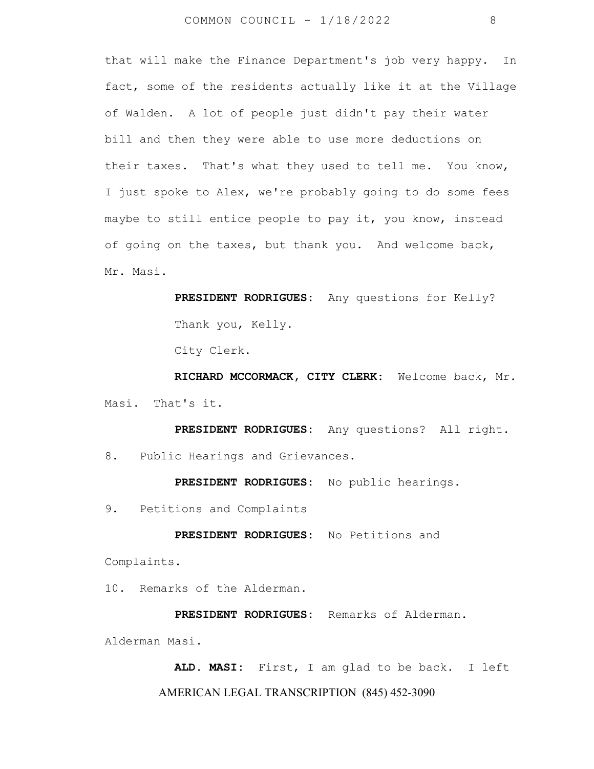that will make the Finance Department's job very happy. In fact, some of the residents actually like it at the Village of Walden. A lot of people just didn't pay their water bill and then they were able to use more deductions on their taxes. That's what they used to tell me. You know, I just spoke to Alex, we're probably going to do some fees maybe to still entice people to pay it, you know, instead of going on the taxes, but thank you. And welcome back, Mr. Masi.

**PRESIDENT RODRIGUES:** Any questions for Kelly? Thank you, Kelly.

City Clerk.

**RICHARD MCCORMACK, CITY CLERK:** Welcome back, Mr. Masi. That's it.

**PRESIDENT RODRIGUES:** Any questions? All right.

8. Public Hearings and Grievances.

**PRESIDENT RODRIGUES:** No public hearings.

9. Petitions and Complaints

**PRESIDENT RODRIGUES:** No Petitions and Complaints.

10. Remarks of the Alderman.

**PRESIDENT RODRIGUES:** Remarks of Alderman. Alderman Masi.

**ALD. MASI:** First, I am glad to be back. I left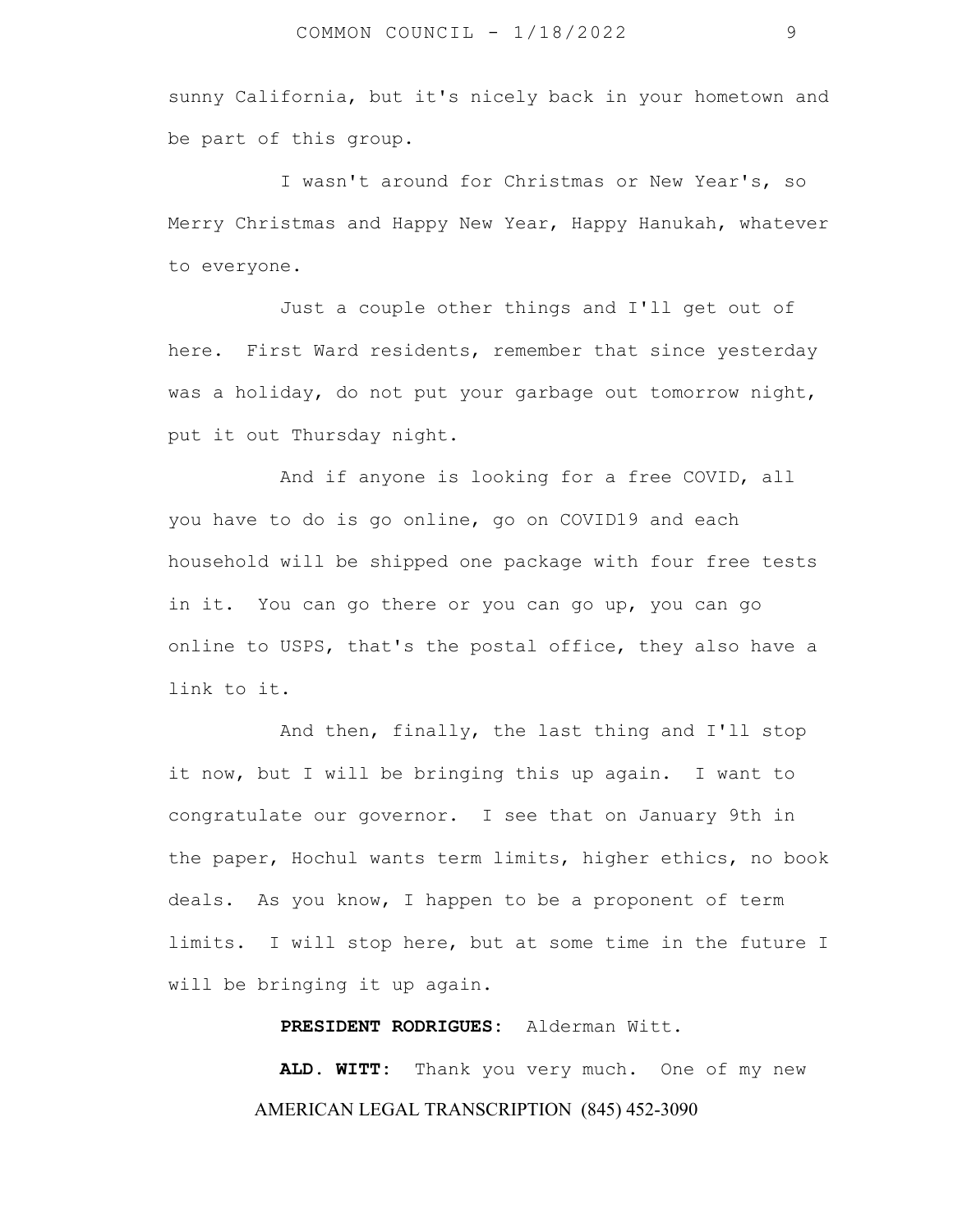sunny California, but it's nicely back in your hometown and be part of this group.

I wasn't around for Christmas or New Year's, so Merry Christmas and Happy New Year, Happy Hanukah, whatever to everyone.

Just a couple other things and I'll get out of here. First Ward residents, remember that since yesterday was a holiday, do not put your garbage out tomorrow night, put it out Thursday night.

And if anyone is looking for a free COVID, all you have to do is go online, go on COVID19 and each household will be shipped one package with four free tests in it. You can go there or you can go up, you can go online to USPS, that's the postal office, they also have a link to it.

And then, finally, the last thing and I'll stop it now, but I will be bringing this up again. I want to congratulate our governor. I see that on January 9th in the paper, Hochul wants term limits, higher ethics, no book deals. As you know, I happen to be a proponent of term limits. I will stop here, but at some time in the future I will be bringing it up again.

**PRESIDENT RODRIGUES:** Alderman Witt.

**ALD. WITT:** Thank you very much. One of my new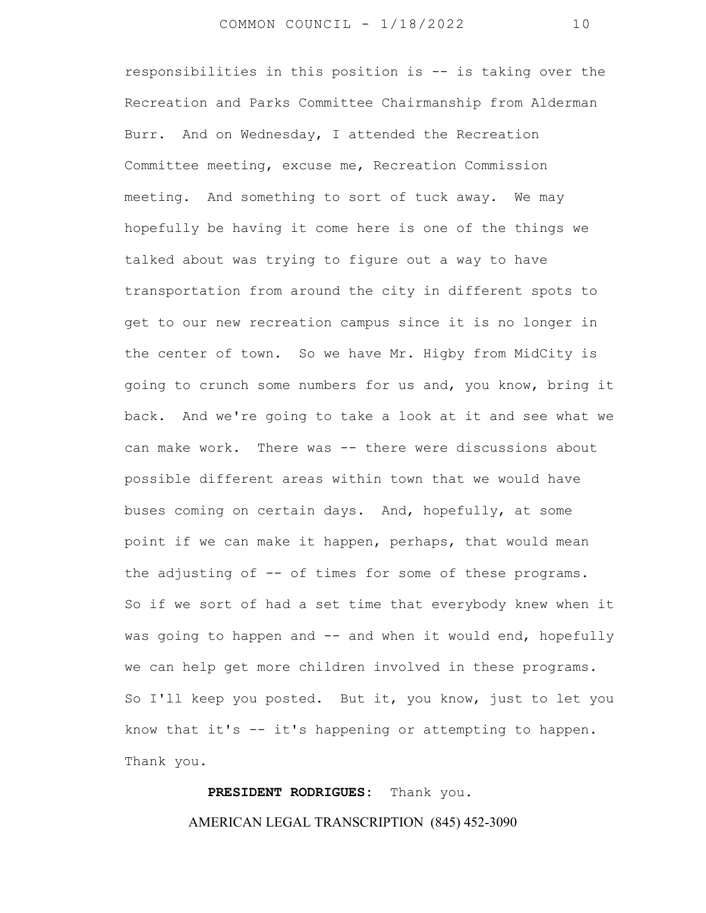responsibilities in this position is -- is taking over the Recreation and Parks Committee Chairmanship from Alderman Burr. And on Wednesday, I attended the Recreation Committee meeting, excuse me, Recreation Commission meeting. And something to sort of tuck away. We may hopefully be having it come here is one of the things we talked about was trying to figure out a way to have transportation from around the city in different spots to get to our new recreation campus since it is no longer in the center of town. So we have Mr. Higby from MidCity is going to crunch some numbers for us and, you know, bring it back. And we're going to take a look at it and see what we can make work. There was -- there were discussions about possible different areas within town that we would have buses coming on certain days. And, hopefully, at some point if we can make it happen, perhaps, that would mean the adjusting of -- of times for some of these programs. So if we sort of had a set time that everybody knew when it was going to happen and -- and when it would end, hopefully we can help get more children involved in these programs. So I'll keep you posted. But it, you know, just to let you know that it's -- it's happening or attempting to happen. Thank you.

**PRESIDENT RODRIGUES:** Thank you.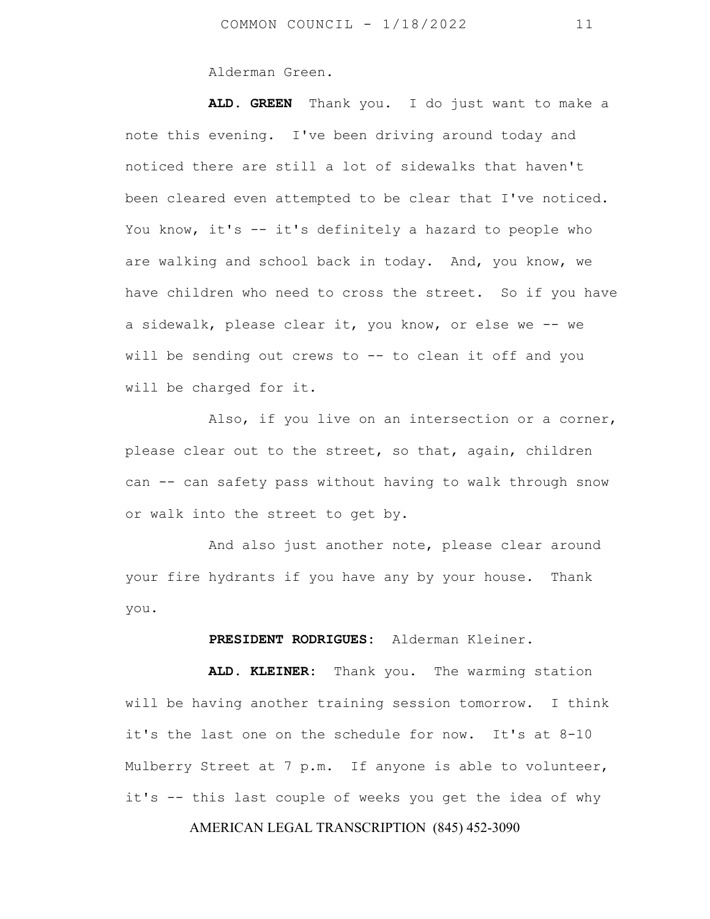Alderman Green.

**ALD. GREEN** Thank you. I do just want to make a note this evening. I've been driving around today and noticed there are still a lot of sidewalks that haven't been cleared even attempted to be clear that I've noticed. You know, it's -- it's definitely a hazard to people who are walking and school back in today. And, you know, we have children who need to cross the street. So if you have a sidewalk, please clear it, you know, or else we -- we will be sending out crews to -- to clean it off and you will be charged for it.

Also, if you live on an intersection or a corner, please clear out to the street, so that, again, children can -- can safety pass without having to walk through snow or walk into the street to get by.

And also just another note, please clear around your fire hydrants if you have any by your house. Thank you.

**PRESIDENT RODRIGUES:** Alderman Kleiner.

**ALD. KLEINER:** Thank you. The warming station will be having another training session tomorrow. I think it's the last one on the schedule for now. It's at 8-10 Mulberry Street at 7 p.m. If anyone is able to volunteer, it's -- this last couple of weeks you get the idea of why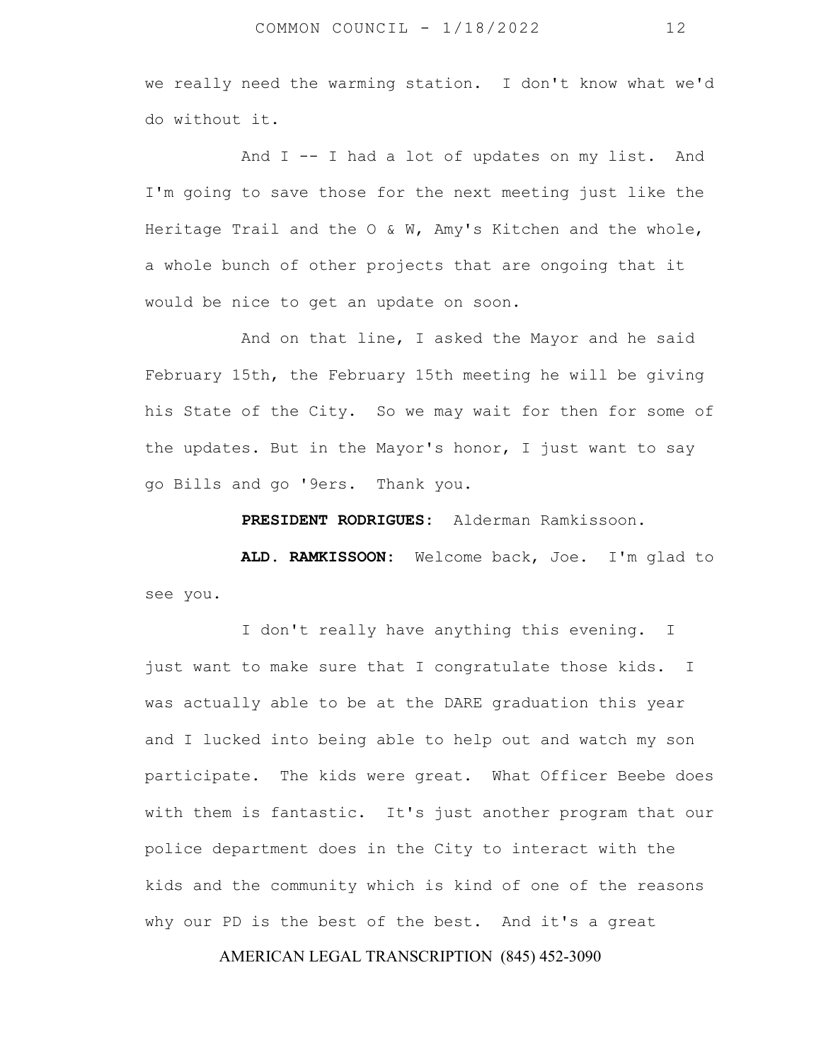we really need the warming station. I don't know what we'd do without it.

And I -- I had a lot of updates on my list. And I'm going to save those for the next meeting just like the Heritage Trail and the O & W, Amy's Kitchen and the whole, a whole bunch of other projects that are ongoing that it would be nice to get an update on soon.

And on that line, I asked the Mayor and he said February 15th, the February 15th meeting he will be giving his State of the City. So we may wait for then for some of the updates. But in the Mayor's honor, I just want to say go Bills and go '9ers. Thank you.

**PRESIDENT RODRIGUES:** Alderman Ramkissoon.

**ALD. RAMKISSOON:** Welcome back, Joe. I'm glad to see you.

I don't really have anything this evening. I just want to make sure that I congratulate those kids. I was actually able to be at the DARE graduation this year and I lucked into being able to help out and watch my son participate. The kids were great. What Officer Beebe does with them is fantastic. It's just another program that our police department does in the City to interact with the kids and the community which is kind of one of the reasons why our PD is the best of the best. And it's a great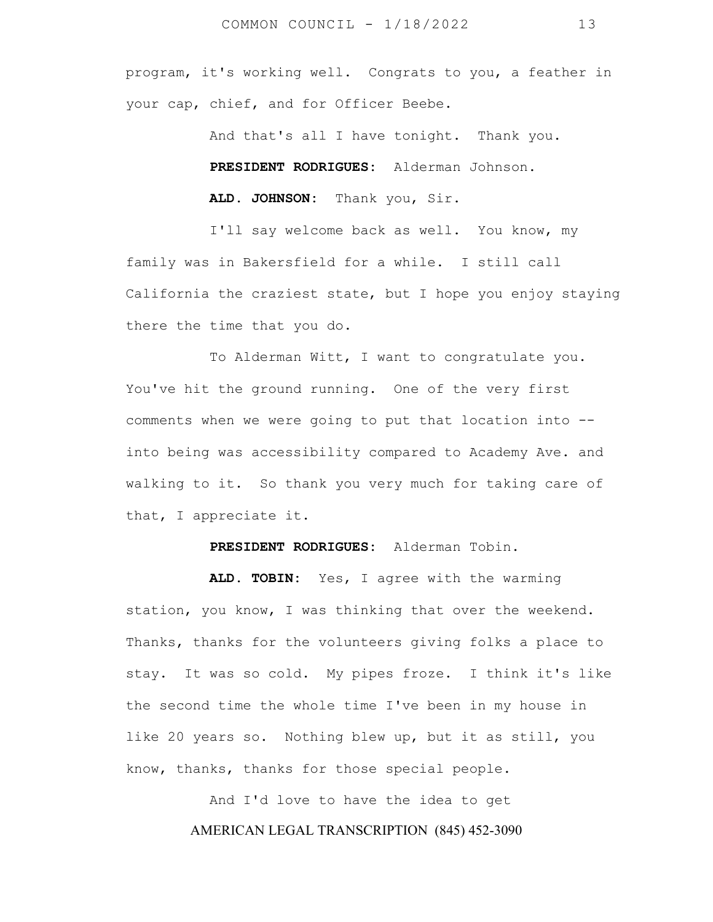program, it's working well. Congrats to you, a feather in your cap, chief, and for Officer Beebe.

And that's all I have tonight. Thank you.

**PRESIDENT RODRIGUES:** Alderman Johnson.

**ALD. JOHNSON:** Thank you, Sir.

I'll say welcome back as well. You know, my family was in Bakersfield for a while. I still call California the craziest state, but I hope you enjoy staying there the time that you do.

To Alderman Witt, I want to congratulate you. You've hit the ground running. One of the very first comments when we were going to put that location into -- into being was accessibility compared to Academy Ave. and walking to it. So thank you very much for taking care of that, I appreciate it.

**PRESIDENT RODRIGUES:** Alderman Tobin.

**ALD. TOBIN:** Yes, I agree with the warming station, you know, I was thinking that over the weekend. Thanks, thanks for the volunteers giving folks a place to stay. It was so cold. My pipes froze. I think it's like the second time the whole time I've been in my house in like 20 years so. Nothing blew up, but it as still, you know, thanks, thanks for those special people.

And I'd love to have the idea to get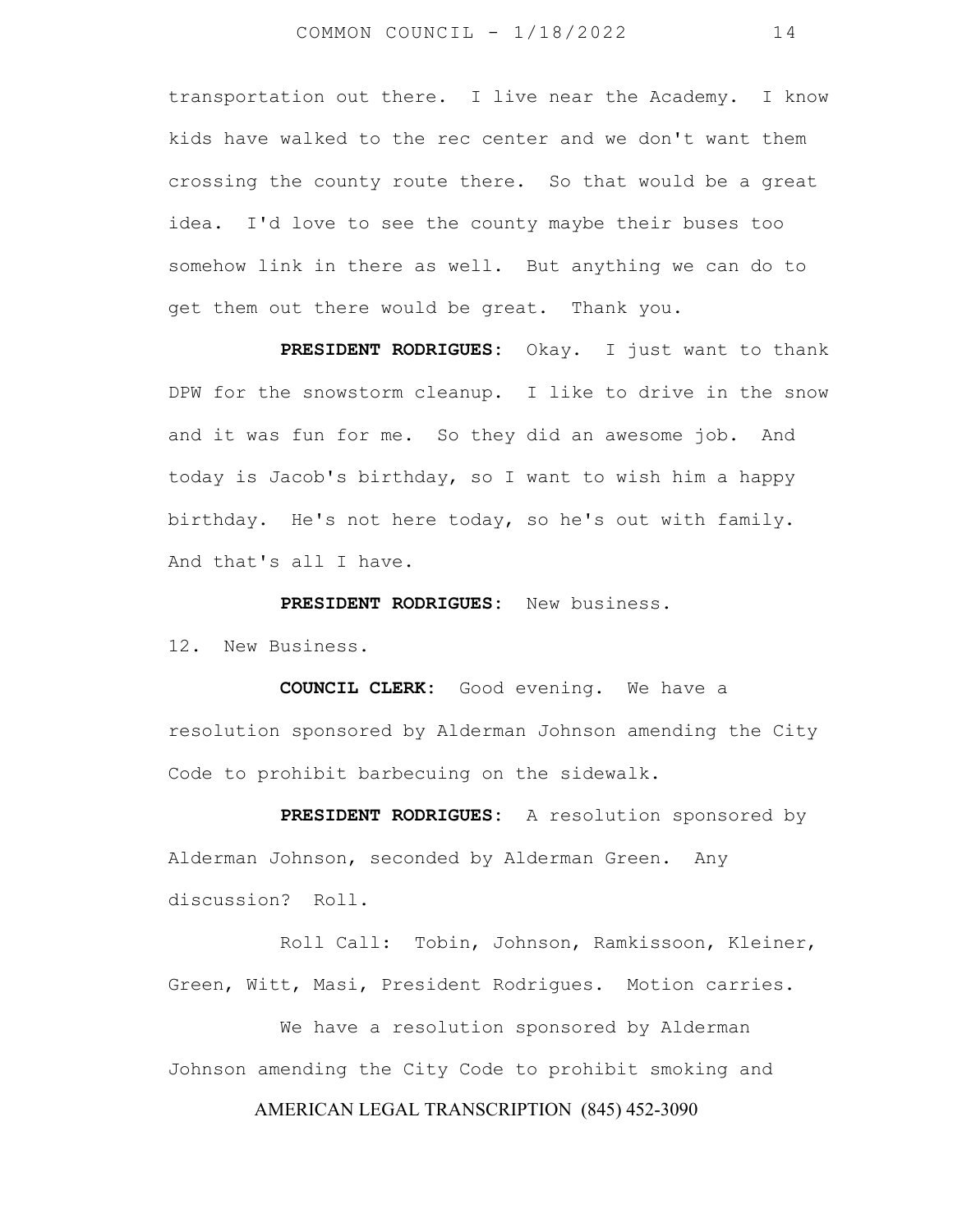transportation out there. I live near the Academy. I know kids have walked to the rec center and we don't want them crossing the county route there. So that would be a great idea. I'd love to see the county maybe their buses too somehow link in there as well. But anything we can do to get them out there would be great. Thank you.

**PRESIDENT RODRIGUES:** Okay. I just want to thank DPW for the snowstorm cleanup. I like to drive in the snow and it was fun for me. So they did an awesome job. And today is Jacob's birthday, so I want to wish him a happy birthday. He's not here today, so he's out with family. And that's all I have.

**PRESIDENT RODRIGUES:** New business.

12. New Business.

**COUNCIL CLERK:** Good evening. We have a resolution sponsored by Alderman Johnson amending the City Code to prohibit barbecuing on the sidewalk.

**PRESIDENT RODRIGUES:** A resolution sponsored by Alderman Johnson, seconded by Alderman Green. Any discussion? Roll.

Roll Call: Tobin, Johnson, Ramkissoon, Kleiner, Green, Witt, Masi, President Rodrigues. Motion carries.

We have a resolution sponsored by Alderman Johnson amending the City Code to prohibit smoking and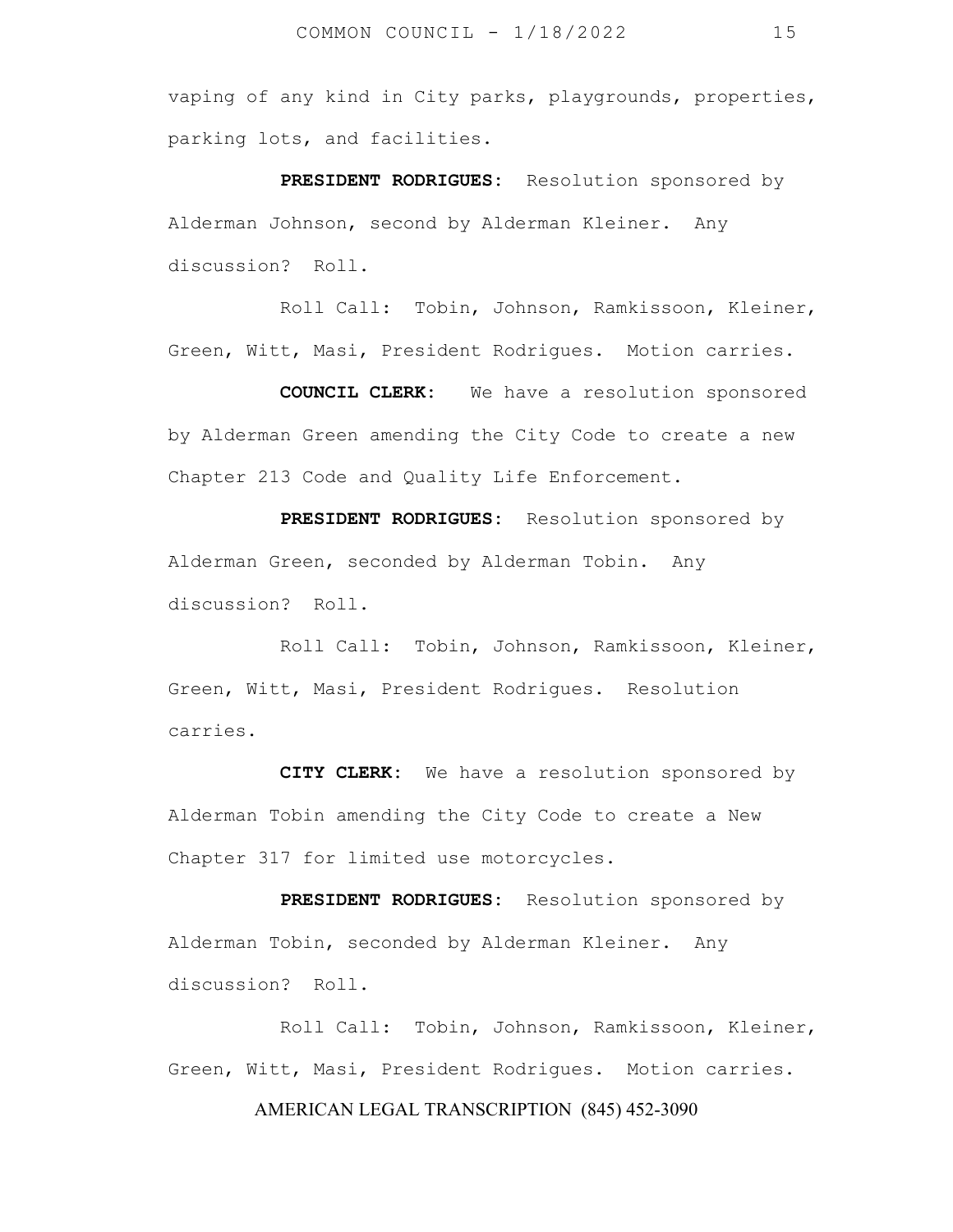vaping of any kind in City parks, playgrounds, properties, parking lots, and facilities.

**PRESIDENT RODRIGUES:** Resolution sponsored by Alderman Johnson, second by Alderman Kleiner. Any discussion? Roll.

Roll Call: Tobin, Johnson, Ramkissoon, Kleiner, Green, Witt, Masi, President Rodrigues. Motion carries.

**COUNCIL CLERK:** We have a resolution sponsored by Alderman Green amending the City Code to create a new Chapter 213 Code and Quality Life Enforcement.

**PRESIDENT RODRIGUES:** Resolution sponsored by Alderman Green, seconded by Alderman Tobin. Any discussion? Roll.

Roll Call: Tobin, Johnson, Ramkissoon, Kleiner, Green, Witt, Masi, President Rodrigues. Resolution carries.

**CITY CLERK:** We have a resolution sponsored by Alderman Tobin amending the City Code to create a New Chapter 317 for limited use motorcycles.

**PRESIDENT RODRIGUES:** Resolution sponsored by Alderman Tobin, seconded by Alderman Kleiner. Any discussion? Roll.

Roll Call: Tobin, Johnson, Ramkissoon, Kleiner, Green, Witt, Masi, President Rodrigues. Motion carries.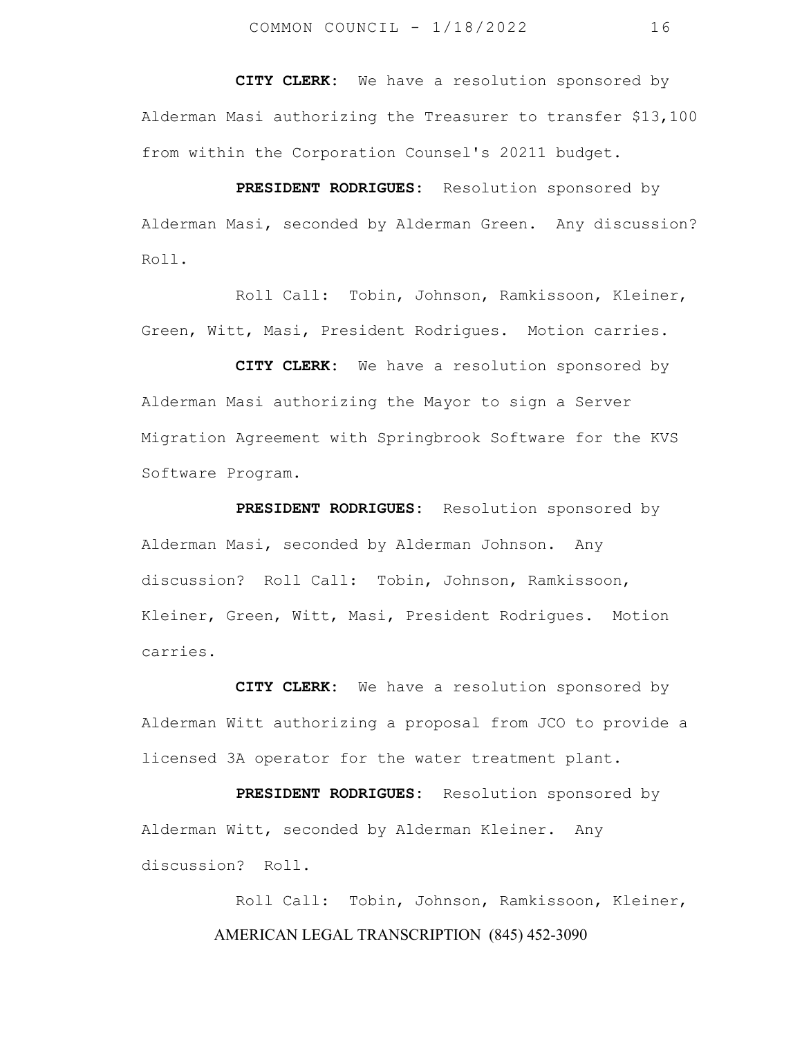**CITY CLERK**: We have a resolution sponsored by Alderman Masi authorizing the Treasurer to transfer $13,100 from within the Corporation Counsel's 20211 budget.

**PRESIDENT RODRIGUES**: Resolution sponsored by Alderman Masi, seconded by Alderman Green. Any discussion? Roll.

Roll Call: Tobin, Johnson, Ramkissoon, Kleiner, Green, Witt, Masi, President Rodrigues. Motion carries.

**CITY CLERK**: We have a resolution sponsored by Alderman Masi authorizing the Mayor to sign a Server Migration Agreement with Springbrook Software for the KVS Software Program.

**PRESIDENT RODRIGUES**: Resolution sponsored by Alderman Masi, seconded by Alderman Johnson. Any discussion? Roll Call: Tobin, Johnson, Ramkissoon, Kleiner, Green, Witt, Masi, President Rodrigues. Motion carries.

**CITY CLERK**: We have a resolution sponsored by Alderman Witt authorizing a proposal from JCO to provide a licensed 3A operator for the water treatment plant.

**PRESIDENT RODRIGUES**: Resolution sponsored by Alderman Witt, seconded by Alderman Kleiner. Any discussion? Roll.

Roll Call: Tobin, Johnson, Ramkissoon, Kleiner,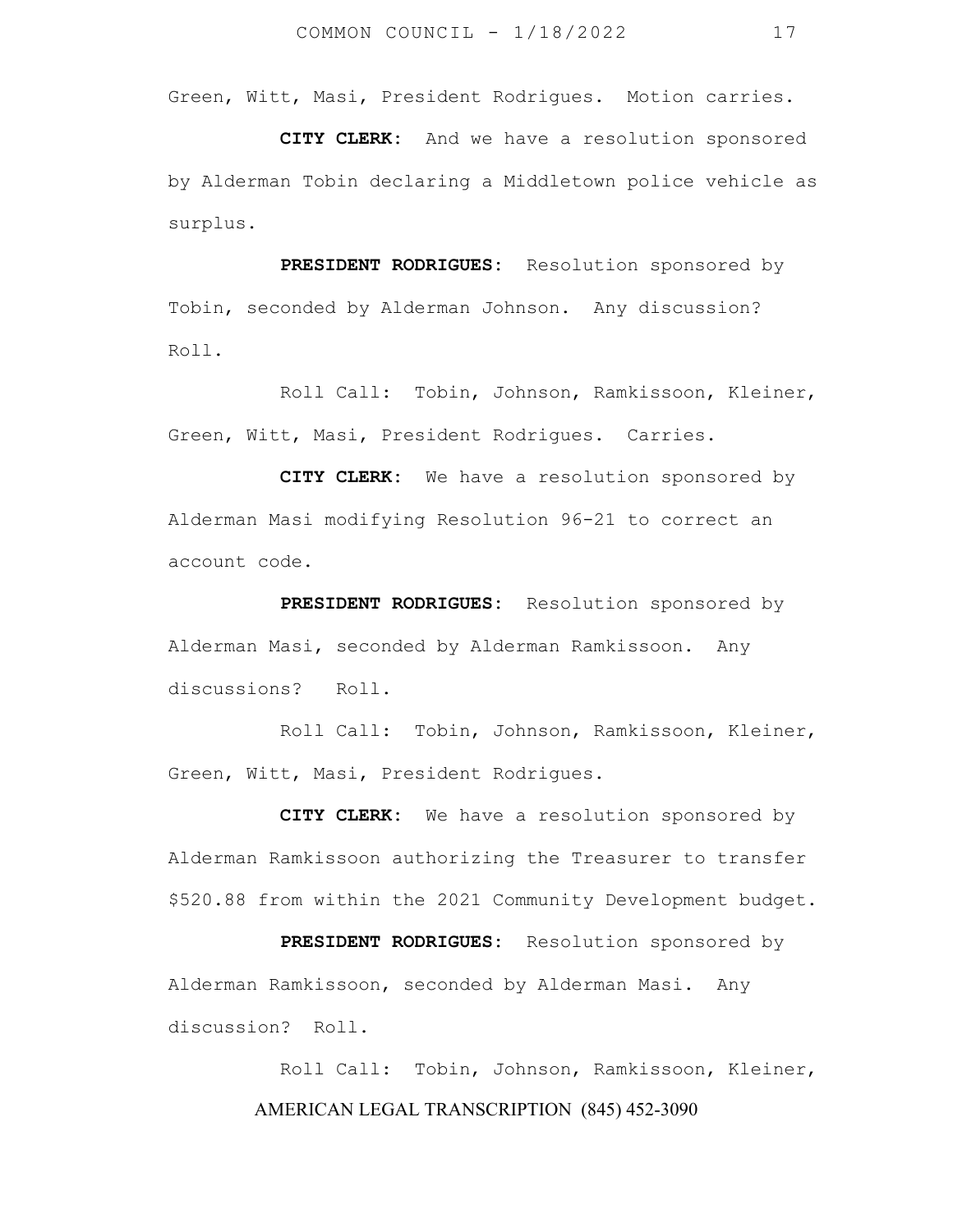Green, Witt, Masi, President Rodrigues. Motion carries.

**CITY CLERK**: And we have a resolution sponsored by Alderman Tobin declaring a Middletown police vehicle as surplus.

**PRESIDENT RODRIGUES**: Resolution sponsored by Tobin, seconded by Alderman Johnson. Any discussion? Roll.

Roll Call: Tobin, Johnson, Ramkissoon, Kleiner, Green, Witt, Masi, President Rodrigues. Carries.

**CITY CLERK**: We have a resolution sponsored by Alderman Masi modifying Resolution 96-21 to correct an account code.

**PRESIDENT RODRIGUES**: Resolution sponsored by Alderman Masi, seconded by Alderman Ramkissoon. Any discussions? Roll.

Roll Call: Tobin, Johnson, Ramkissoon, Kleiner, Green, Witt, Masi, President Rodrigues.

**CITY CLERK**: We have a resolution sponsored by Alderman Ramkissoon authorizing the Treasurer to transfer $520.88 from within the 2021 Community Development budget.

**PRESIDENT RODRIGUES**: Resolution sponsored by Alderman Ramkissoon, seconded by Alderman Masi. Any discussion? Roll.

Roll Call: Tobin, Johnson, Ramkissoon, Kleiner,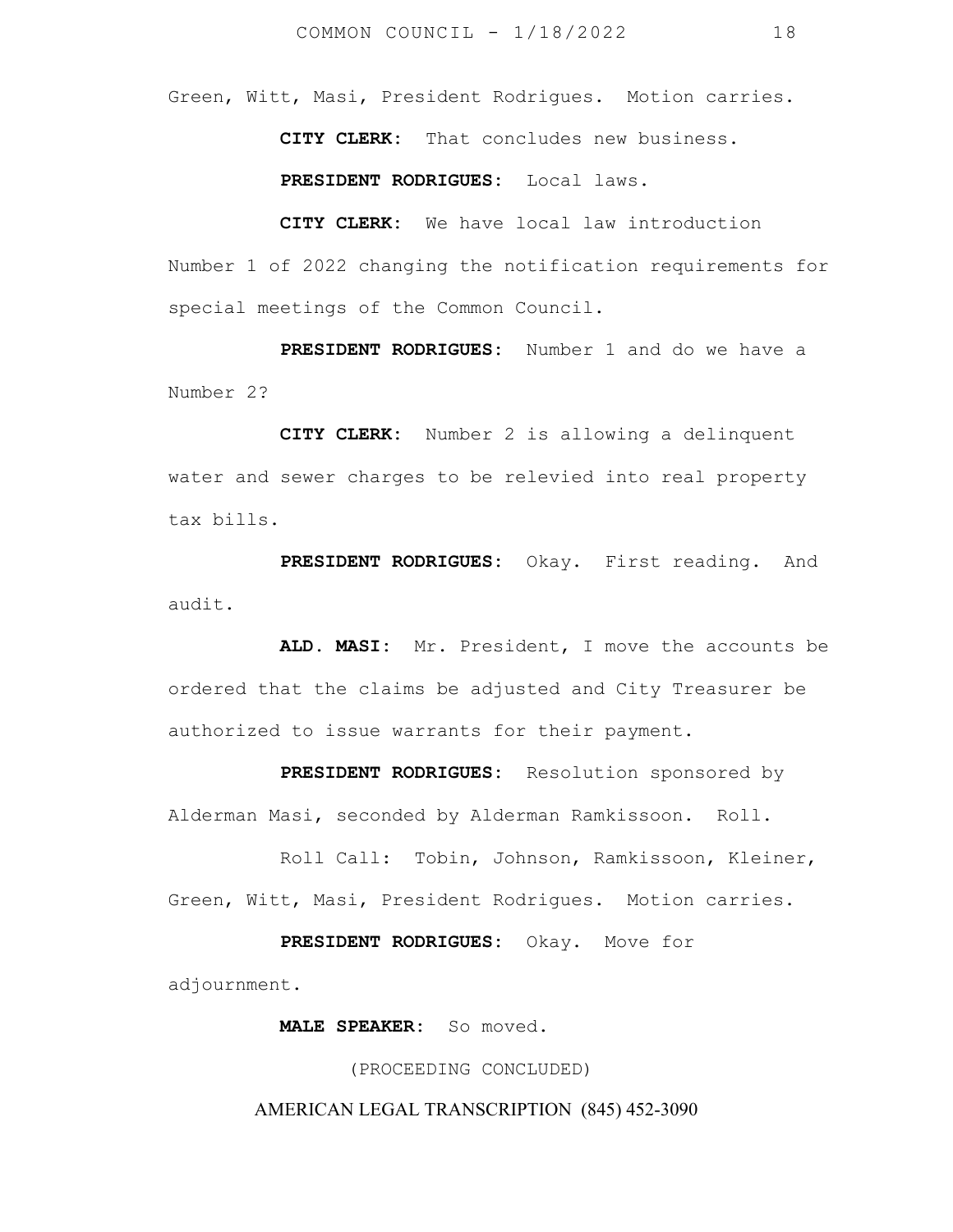Green, Witt, Masi, President Rodrigues. Motion carries.

**CITY CLERK**: That concludes new business.

**PRESIDENT RODRIGUES**: Local laws.

**CITY CLERK**: We have local law introduction Number 1 of 2022 changing the notification requirements for special meetings of the Common Council.

**PRESIDENT RODRIGUES**: Number 1 and do we have a Number 2?

**CITY CLERK**: Number 2 is allowing a delinquent water and sewer charges to be relevied into real property tax bills.

**PRESIDENT RODRIGUES**: Okay. First reading. And audit.

**ALD. MASI**: Mr. President, I move the accounts be ordered that the claims be adjusted and City Treasurer be authorized to issue warrants for their payment.

**PRESIDENT RODRIGUES**: Resolution sponsored by Alderman Masi, seconded by Alderman Ramkissoon. Roll.

Roll Call: Tobin, Johnson, Ramkissoon, Kleiner, Green, Witt, Masi, President Rodrigues. Motion carries.

**PRESIDENT RODRIGUES**: Okay. Move for adjournment.

**MALE SPEAKER**: So moved.

(PROCEEDING CONCLUDED)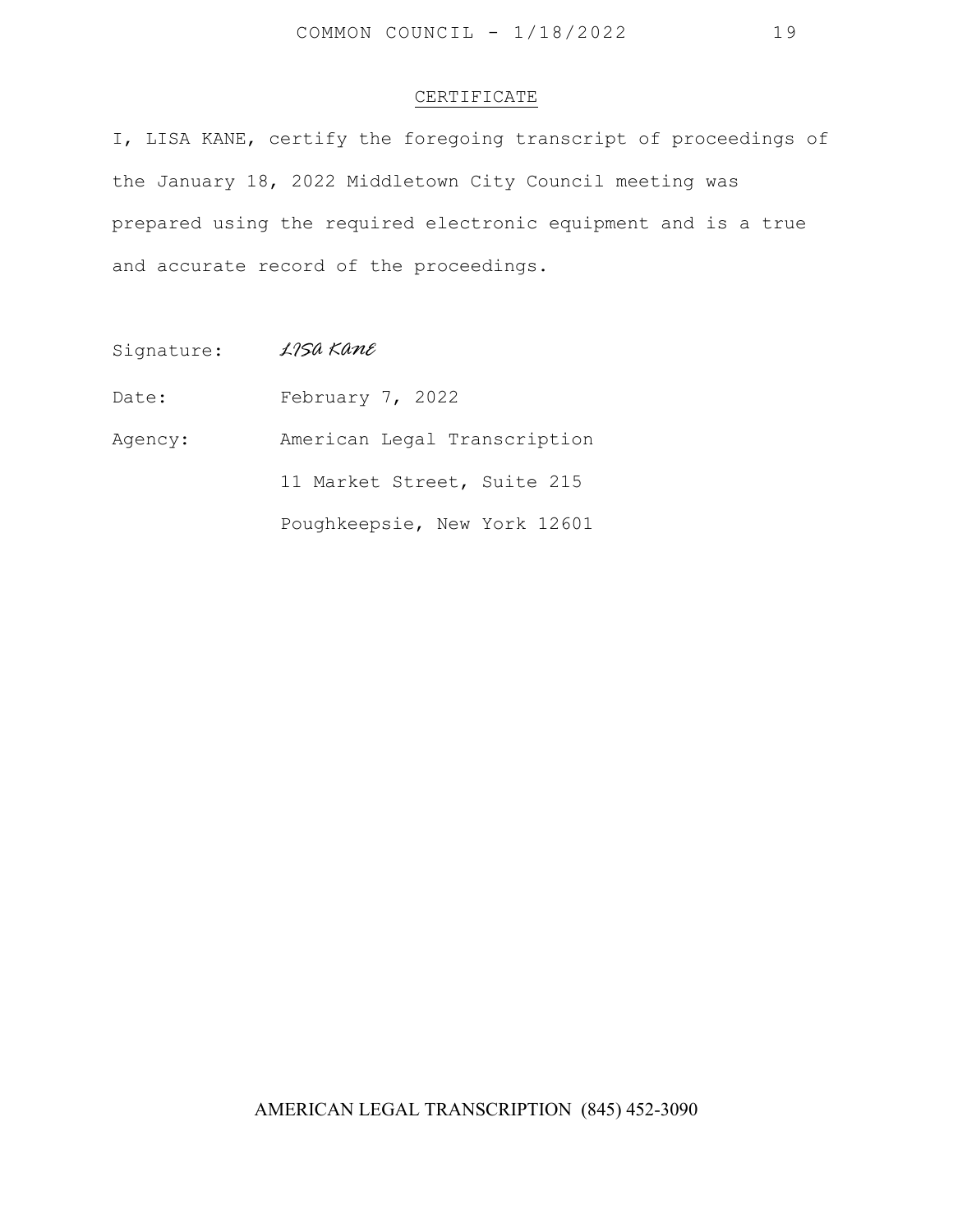## CERTIFICATE

I, LISA KANE, certify the foregoing transcript of proceedings of the January 18, 2022 Middletown City Council meeting was prepared using the required electronic equipment and is a true and accurate record of the proceedings.

Signature: *Lisa Kane*

Date: February 7, 2022

Agency: American Legal Transcription
11 Market Street, Suite 215
Poughkeepsie, New York 12601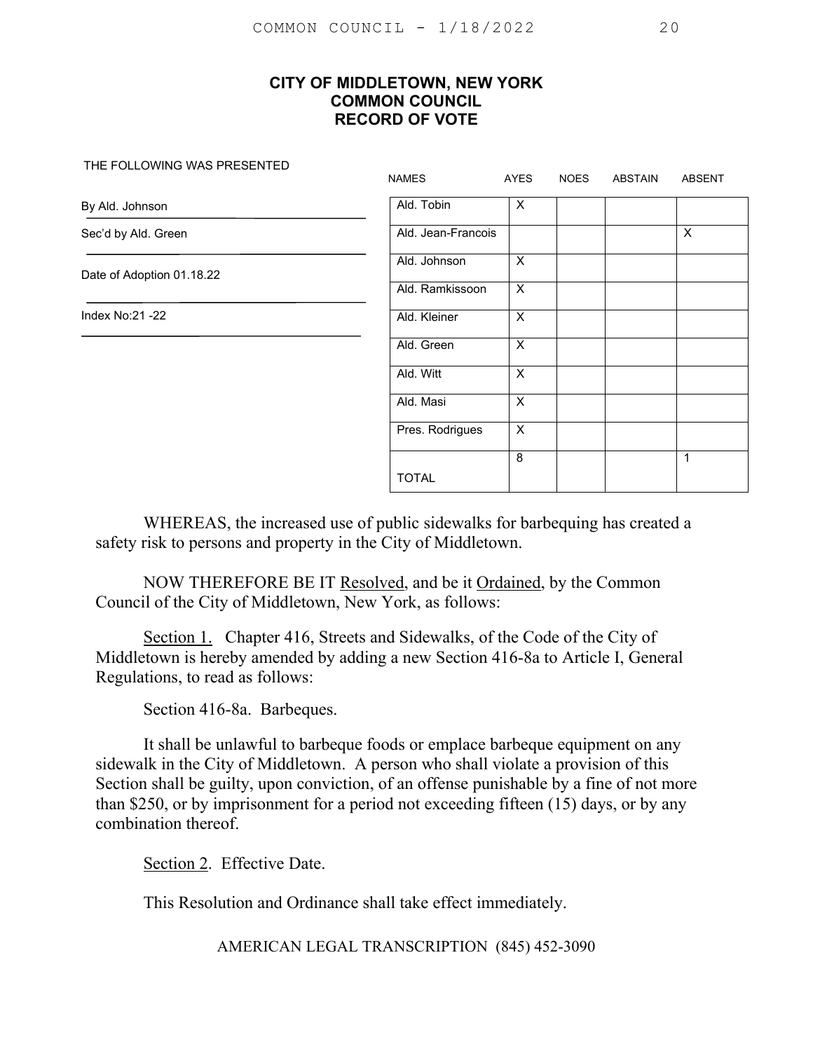**CITY OF MIDDLETOWN, NEW YORK**
**COMMON COUNCIL**
**RECORD OF VOTE**

THE FOLLOWING WAS PRESENTED

By Ald. Johnson

Sec'd by Ald. Green

Date of Adoption 01.18.22

Index No:21 -22

| NAMES | AYES | NOES | ABSTAIN | ABSENT |
|---|---|---|---|---|
| Ald. Tobin | X | | | |
| Ald. Jean-Francois | | | | X |
| Ald. Johnson | X | | | |
| Ald. Ramkissoon | X | | | |
| Ald. Kleiner | X | | | |
| Ald. Green | X | | | |
| Ald. Witt | X | | | |
| Ald. Masi | X | | | |
| Pres. Rodrigues | X | | | |
| TOTAL | 8 | | | 1 |

WHEREAS, the increased use of public sidewalks for barbequing has created a safety risk to persons and property in the City of Middletown.

NOW THEREFORE BE IT Resolved, and be it Ordained, by the Common Council of the City of Middletown, New York, as follows:

Section 1. Chapter 416, Streets and Sidewalks, of the Code of the City of Middletown is hereby amended by adding a new Section 416-8a to Article I, General Regulations, to read as follows:

Section 416-8a. Barbeques.

It shall be unlawful to barbeque foods or emplace barbeque equipment on any sidewalk in the City of Middletown. A person who shall violate a provision of this Section shall be guilty, upon conviction, of an offense punishable by a fine of not more than $250, or by imprisonment for a period not exceeding fifteen (15) days, or by any combination thereof.

Section 2. Effective Date.

This Resolution and Ordinance shall take effect immediately.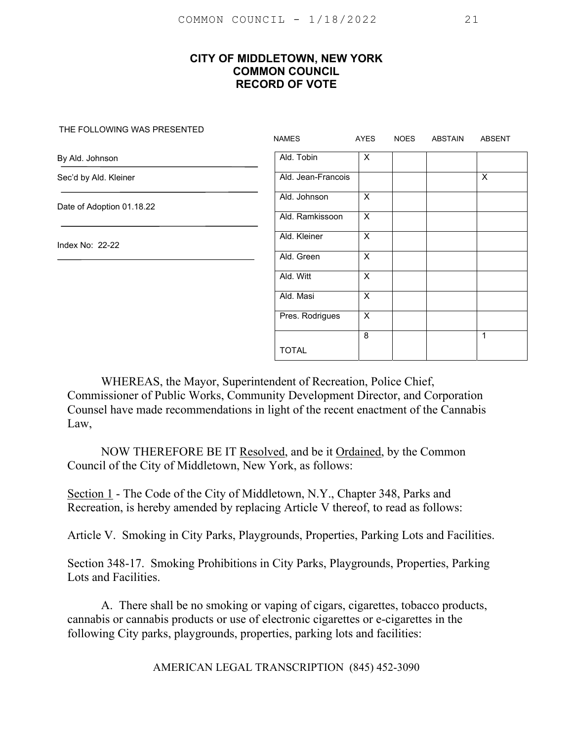## CITY OF MIDDLETOWN, NEW YORK
## COMMON COUNCIL
## RECORD OF VOTE

THE FOLLOWING WAS PRESENTED

By Ald. Johnson

Sec'd by Ald. Kleiner

Date of Adoption 01.18.22

Index No: 22-22

| NAMES | AYES | NOES | ABSTAIN | ABSENT |
|---|---|---|---|---|
| Ald. Tobin | X | | | |
| Ald. Jean-Francois | | | | X |
| Ald. Johnson | X | | | |
| Ald. Ramkissoon | X | | | |
| Ald. Kleiner | X | | | |
| Ald. Green | X | | | |
| Ald. Witt | X | | | |
| Ald. Masi | X | | | |
| Pres. Rodrigues | X | | | |
| TOTAL | 8 | | | 1 |

WHEREAS, the Mayor, Superintendent of Recreation, Police Chief, Commissioner of Public Works, Community Development Director, and Corporation Counsel have made recommendations in light of the recent enactment of the Cannabis Law,

NOW THEREFORE BE IT Resolved, and be it Ordained, by the Common Council of the City of Middletown, New York, as follows:

Section 1 - The Code of the City of Middletown, N.Y., Chapter 348, Parks and Recreation, is hereby amended by replacing Article V thereof, to read as follows:

Article V. Smoking in City Parks, Playgrounds, Properties, Parking Lots and Facilities.

Section 348-17. Smoking Prohibitions in City Parks, Playgrounds, Properties, Parking Lots and Facilities.

A. There shall be no smoking or vaping of cigars, cigarettes, tobacco products, cannabis or cannabis products or use of electronic cigarettes or e-cigarettes in the following City parks, playgrounds, properties, parking lots and facilities: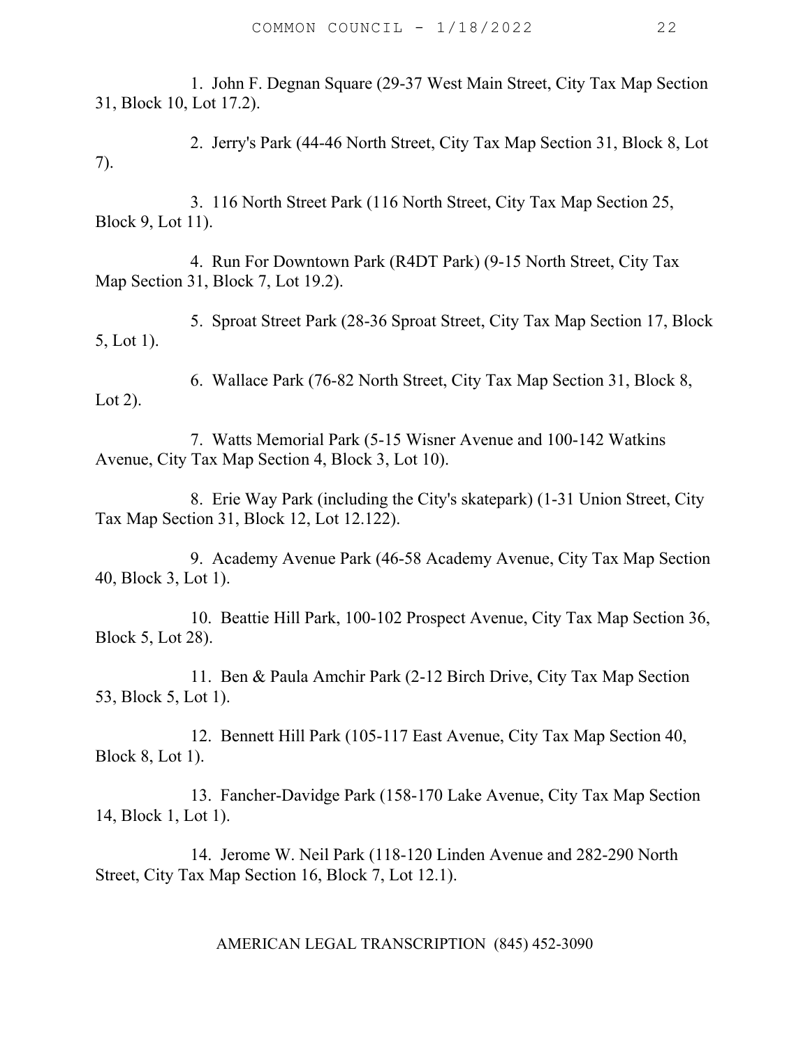1. John F. Degnan Square (29-37 West Main Street, City Tax Map Section 31, Block 10, Lot 17.2).

2. Jerry's Park (44-46 North Street, City Tax Map Section 31, Block 8, Lot 7).

3. 116 North Street Park (116 North Street, City Tax Map Section 25, Block 9, Lot 11).

4. Run For Downtown Park (R4DT Park) (9-15 North Street, City Tax Map Section 31, Block 7, Lot 19.2).

5. Sproat Street Park (28-36 Sproat Street, City Tax Map Section 17, Block 5, Lot 1).

6. Wallace Park (76-82 North Street, City Tax Map Section 31, Block 8, Lot 2).

7. Watts Memorial Park (5-15 Wisner Avenue and 100-142 Watkins Avenue, City Tax Map Section 4, Block 3, Lot 10).

8. Erie Way Park (including the City's skatepark) (1-31 Union Street, City Tax Map Section 31, Block 12, Lot 12.122).

9. Academy Avenue Park (46-58 Academy Avenue, City Tax Map Section 40, Block 3, Lot 1).

10. Beattie Hill Park, 100-102 Prospect Avenue, City Tax Map Section 36, Block 5, Lot 28).

11. Ben & Paula Amchir Park (2-12 Birch Drive, City Tax Map Section 53, Block 5, Lot 1).

12. Bennett Hill Park (105-117 East Avenue, City Tax Map Section 40, Block 8, Lot 1).

13. Fancher-Davidge Park (158-170 Lake Avenue, City Tax Map Section 14, Block 1, Lot 1).

14. Jerome W. Neil Park (118-120 Linden Avenue and 282-290 North Street, City Tax Map Section 16, Block 7, Lot 12.1).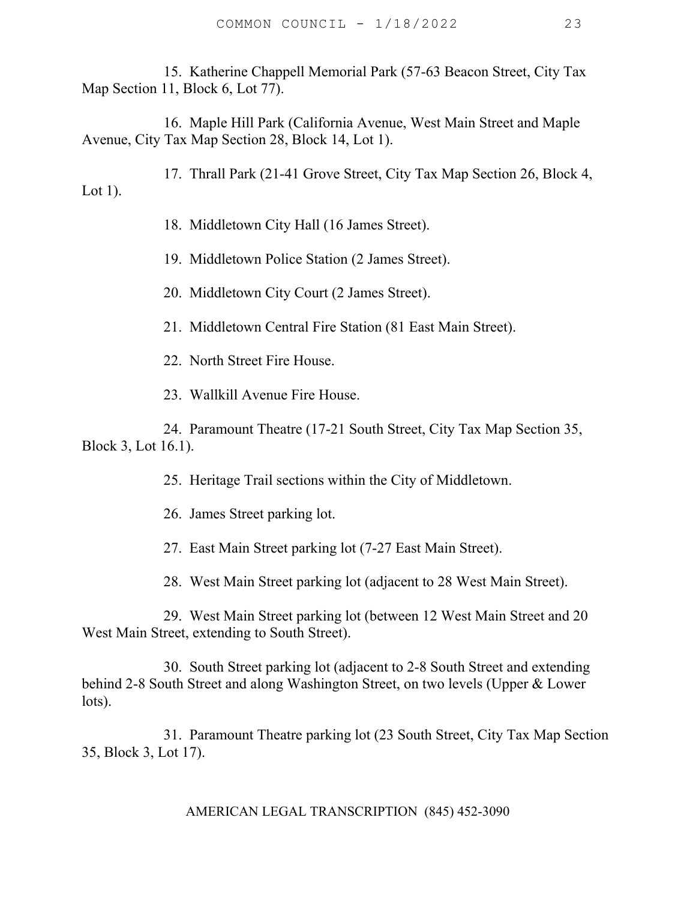15. Katherine Chappell Memorial Park (57-63 Beacon Street, City Tax Map Section 11, Block 6, Lot 77).

16. Maple Hill Park (California Avenue, West Main Street and Maple Avenue, City Tax Map Section 28, Block 14, Lot 1).

17. Thrall Park (21-41 Grove Street, City Tax Map Section 26, Block 4, Lot 1).

18. Middletown City Hall (16 James Street).

19. Middletown Police Station (2 James Street).

20. Middletown City Court (2 James Street).

21. Middletown Central Fire Station (81 East Main Street).

22. North Street Fire House.

23. Wallkill Avenue Fire House.

24. Paramount Theatre (17-21 South Street, City Tax Map Section 35, Block 3, Lot 16.1).

25. Heritage Trail sections within the City of Middletown.

26. James Street parking lot.

27. East Main Street parking lot (7-27 East Main Street).

28. West Main Street parking lot (adjacent to 28 West Main Street).

29. West Main Street parking lot (between 12 West Main Street and 20 West Main Street, extending to South Street).

30. South Street parking lot (adjacent to 2-8 South Street and extending behind 2-8 South Street and along Washington Street, on two levels (Upper & Lower lots).

31. Paramount Theatre parking lot (23 South Street, City Tax Map Section 35, Block 3, Lot 17).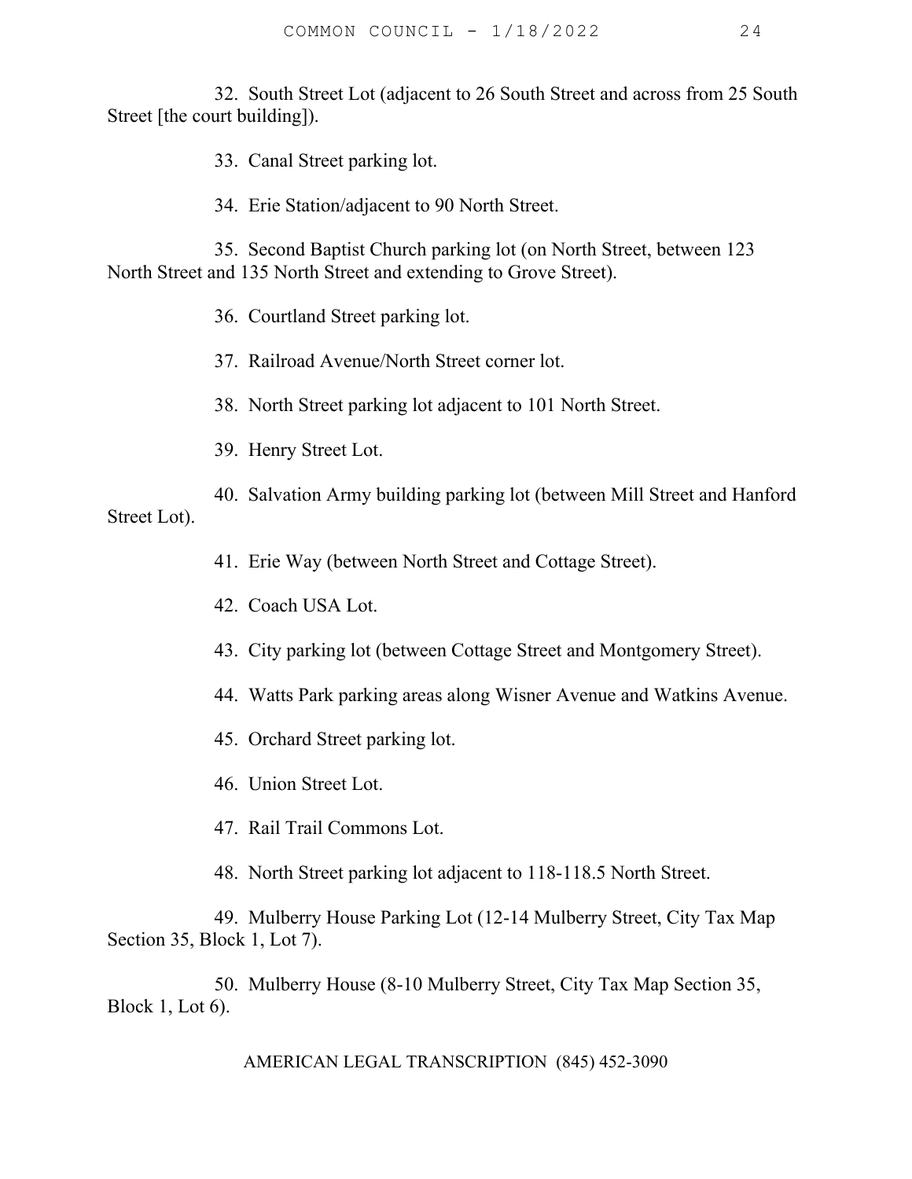32. South Street Lot (adjacent to 26 South Street and across from 25 South Street [the court building]).

33. Canal Street parking lot.

34. Erie Station/adjacent to 90 North Street.

35. Second Baptist Church parking lot (on North Street, between 123 North Street and 135 North Street and extending to Grove Street).

36. Courtland Street parking lot.

37. Railroad Avenue/North Street corner lot.

38. North Street parking lot adjacent to 101 North Street.

39. Henry Street Lot.

40. Salvation Army building parking lot (between Mill Street and Hanford Street Lot).

41. Erie Way (between North Street and Cottage Street).

42. Coach USA Lot.

43. City parking lot (between Cottage Street and Montgomery Street).

44. Watts Park parking areas along Wisner Avenue and Watkins Avenue.

45. Orchard Street parking lot.

46. Union Street Lot.

47. Rail Trail Commons Lot.

48. North Street parking lot adjacent to 118-118.5 North Street.

49. Mulberry House Parking Lot (12-14 Mulberry Street, City Tax Map Section 35, Block 1, Lot 7).

50. Mulberry House (8-10 Mulberry Street, City Tax Map Section 35, Block 1, Lot 6).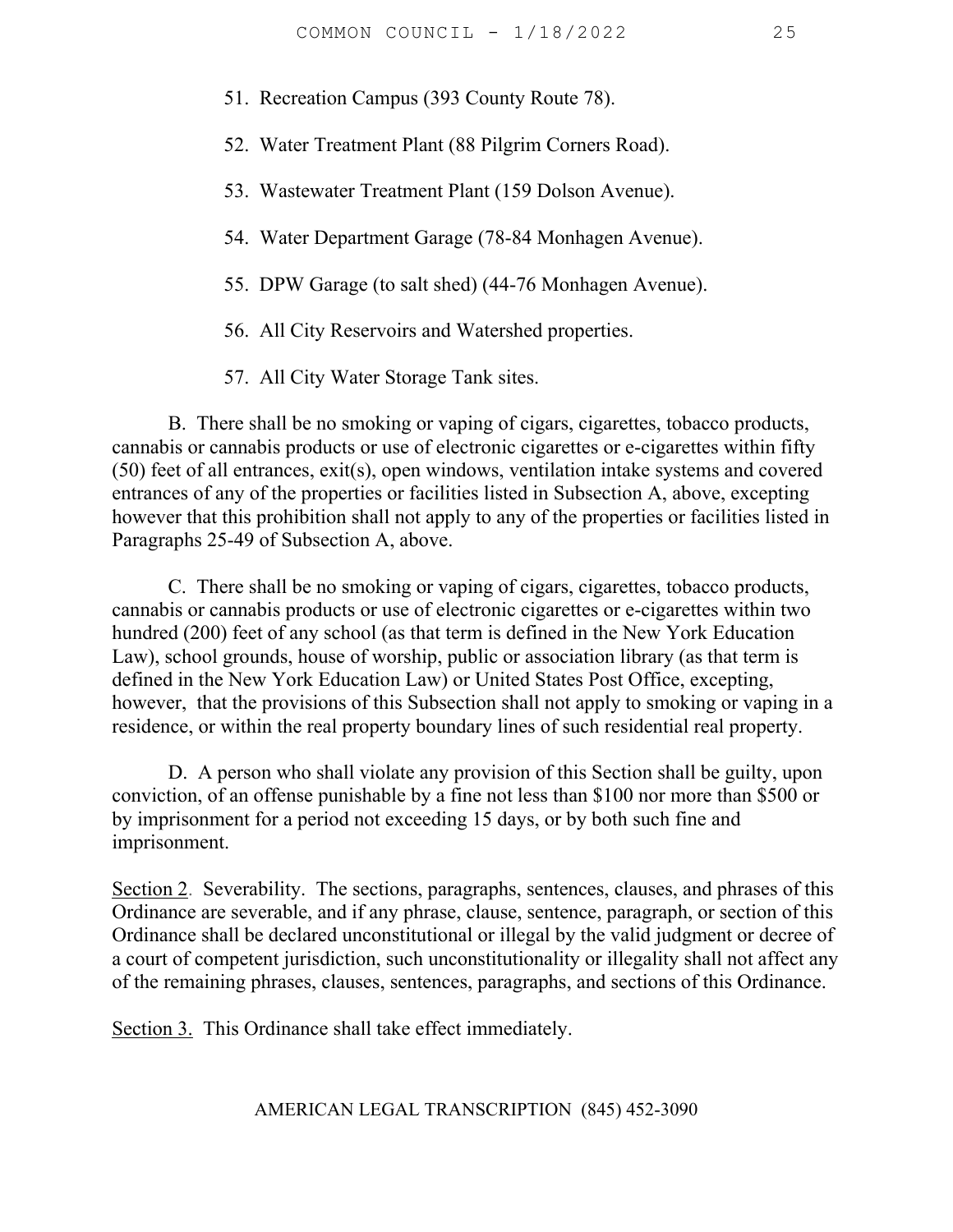51. Recreation Campus (393 County Route 78).

52. Water Treatment Plant (88 Pilgrim Corners Road).

53. Wastewater Treatment Plant (159 Dolson Avenue).

54. Water Department Garage (78-84 Monhagen Avenue).

55. DPW Garage (to salt shed) (44-76 Monhagen Avenue).

56. All City Reservoirs and Watershed properties.

57. All City Water Storage Tank sites.

B. There shall be no smoking or vaping of cigars, cigarettes, tobacco products, cannabis or cannabis products or use of electronic cigarettes or e-cigarettes within fifty (50) feet of all entrances, exit(s), open windows, ventilation intake systems and covered entrances of any of the properties or facilities listed in Subsection A, above, excepting however that this prohibition shall not apply to any of the properties or facilities listed in Paragraphs 25-49 of Subsection A, above.

C. There shall be no smoking or vaping of cigars, cigarettes, tobacco products, cannabis or cannabis products or use of electronic cigarettes or e-cigarettes within two hundred (200) feet of any school (as that term is defined in the New York Education Law), school grounds, house of worship, public or association library (as that term is defined in the New York Education Law) or United States Post Office, excepting, however, that the provisions of this Subsection shall not apply to smoking or vaping in a residence, or within the real property boundary lines of such residential real property.

D. A person who shall violate any provision of this Section shall be guilty, upon conviction, of an offense punishable by a fine not less than $100 nor more than $500 or by imprisonment for a period not exceeding 15 days, or by both such fine and imprisonment.

Section 2. Severability. The sections, paragraphs, sentences, clauses, and phrases of this Ordinance are severable, and if any phrase, clause, sentence, paragraph, or section of this Ordinance shall be declared unconstitutional or illegal by the valid judgment or decree of a court of competent jurisdiction, such unconstitutionality or illegality shall not affect any of the remaining phrases, clauses, sentences, paragraphs, and sections of this Ordinance.

Section 3. This Ordinance shall take effect immediately.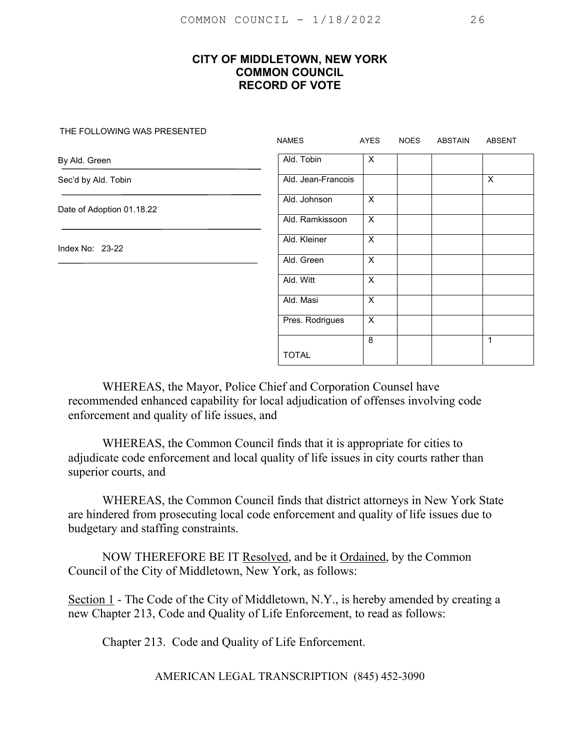# CITY OF MIDDLETOWN, NEW YORK
## COMMON COUNCIL
## RECORD OF VOTE

THE FOLLOWING WAS PRESENTED

By Ald. Green

Sec'd by Ald. Tobin

Date of Adoption 01.18.22

Index No: 23-22

| NAMES | AYES | NOES | ABSTAIN | ABSENT |
|---|---|---|---|---|
| Ald. Tobin | X | | | |
| Ald. Jean-Francois | | | | X |
| Ald. Johnson | X | | | |
| Ald. Ramkissoon | X | | | |
| Ald. Kleiner | X | | | |
| Ald. Green | X | | | |
| Ald. Witt | X | | | |
| Ald. Masi | X | | | |
| Pres. Rodrigues | X | | | |
| TOTAL | 8 | | | 1 |

WHEREAS, the Mayor, Police Chief and Corporation Counsel have recommended enhanced capability for local adjudication of offenses involving code enforcement and quality of life issues, and

WHEREAS, the Common Council finds that it is appropriate for cities to adjudicate code enforcement and local quality of life issues in city courts rather than superior courts, and

WHEREAS, the Common Council finds that district attorneys in New York State are hindered from prosecuting local code enforcement and quality of life issues due to budgetary and staffing constraints.

NOW THEREFORE BE IT Resolved, and be it Ordained, by the Common Council of the City of Middletown, New York, as follows:

Section 1 - The Code of the City of Middletown, N.Y., is hereby amended by creating a new Chapter 213, Code and Quality of Life Enforcement, to read as follows:

Chapter 213. Code and Quality of Life Enforcement.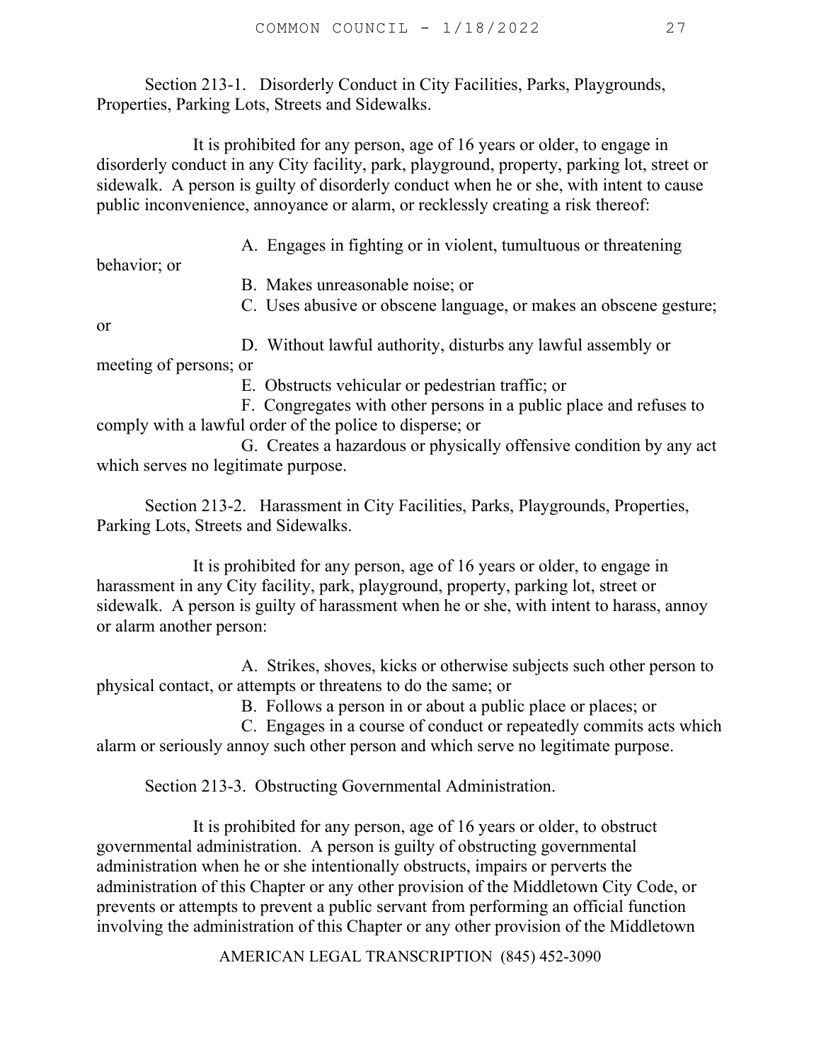Section 213-1. Disorderly Conduct in City Facilities, Parks, Playgrounds, Properties, Parking Lots, Streets and Sidewalks.

It is prohibited for any person, age of 16 years or older, to engage in disorderly conduct in any City facility, park, playground, property, parking lot, street or sidewalk. A person is guilty of disorderly conduct when he or she, with intent to cause public inconvenience, annoyance or alarm, or recklessly creating a risk thereof:

A. Engages in fighting or in violent, tumultuous or threatening behavior; or

B. Makes unreasonable noise; or

C. Uses abusive or obscene language, or makes an obscene gesture; or

D. Without lawful authority, disturbs any lawful assembly or meeting of persons; or

E. Obstructs vehicular or pedestrian traffic; or

F. Congregates with other persons in a public place and refuses to comply with a lawful order of the police to disperse; or

G. Creates a hazardous or physically offensive condition by any act which serves no legitimate purpose.

Section 213-2. Harassment in City Facilities, Parks, Playgrounds, Properties, Parking Lots, Streets and Sidewalks.

It is prohibited for any person, age of 16 years or older, to engage in harassment in any City facility, park, playground, property, parking lot, street or sidewalk. A person is guilty of harassment when he or she, with intent to harass, annoy or alarm another person:

A. Strikes, shoves, kicks or otherwise subjects such other person to physical contact, or attempts or threatens to do the same; or

B. Follows a person in or about a public place or places; or

C. Engages in a course of conduct or repeatedly commits acts which alarm or seriously annoy such other person and which serve no legitimate purpose.

Section 213-3. Obstructing Governmental Administration.

It is prohibited for any person, age of 16 years or older, to obstruct governmental administration. A person is guilty of obstructing governmental administration when he or she intentionally obstructs, impairs or perverts the administration of this Chapter or any other provision of the Middletown City Code, or prevents or attempts to prevent a public servant from performing an official function involving the administration of this Chapter or any other provision of the Middletown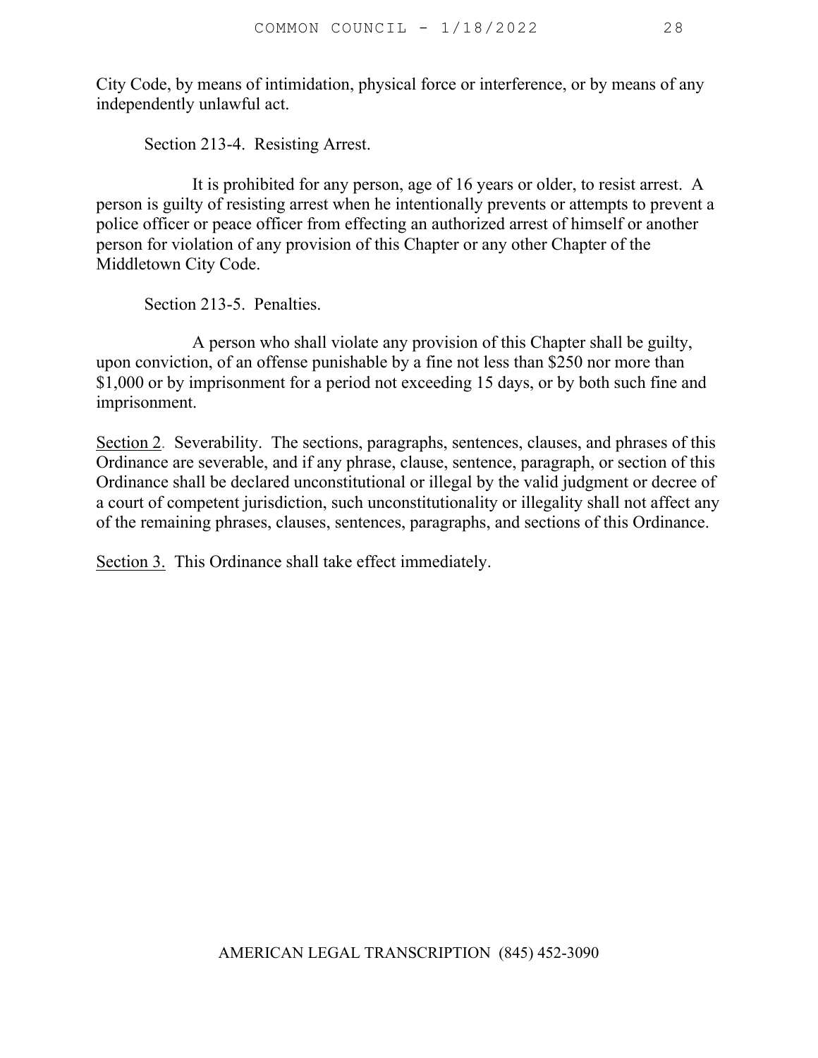City Code, by means of intimidation, physical force or interference, or by means of any independently unlawful act.

Section 213-4. Resisting Arrest.

It is prohibited for any person, age of 16 years or older, to resist arrest. A person is guilty of resisting arrest when he intentionally prevents or attempts to prevent a police officer or peace officer from effecting an authorized arrest of himself or another person for violation of any provision of this Chapter or any other Chapter of the Middletown City Code.

Section 213-5. Penalties.

A person who shall violate any provision of this Chapter shall be guilty, upon conviction, of an offense punishable by a fine not less than $250 nor more than $1,000 or by imprisonment for a period not exceeding 15 days, or by both such fine and imprisonment.

<u>Section 2</u>. Severability. The sections, paragraphs, sentences, clauses, and phrases of this Ordinance are severable, and if any phrase, clause, sentence, paragraph, or section of this Ordinance shall be declared unconstitutional or illegal by the valid judgment or decree of a court of competent jurisdiction, such unconstitutionality or illegality shall not affect any of the remaining phrases, clauses, sentences, paragraphs, and sections of this Ordinance.

<u>Section 3.</u> This Ordinance shall take effect immediately.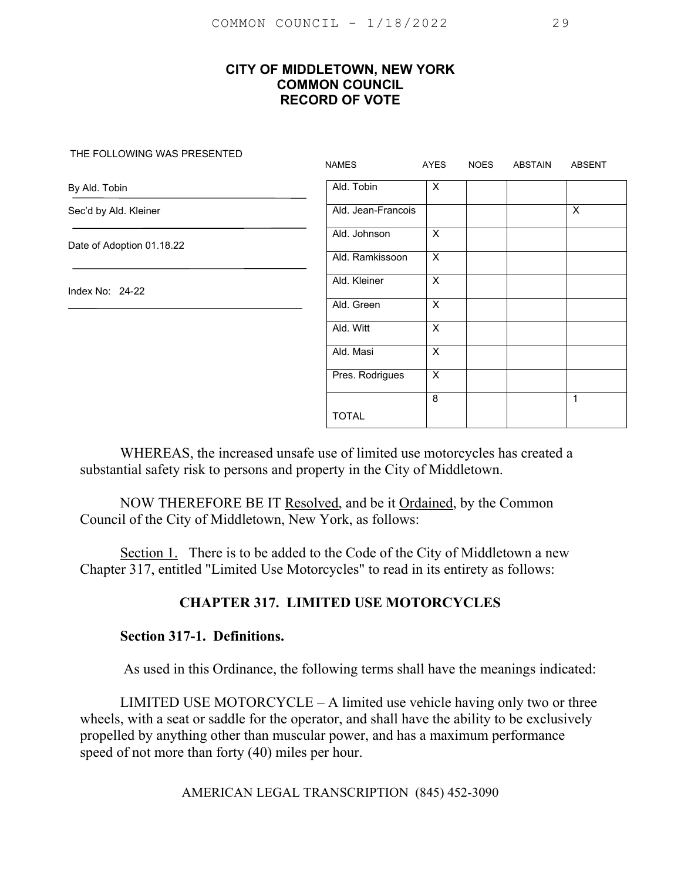**CITY OF MIDDLETOWN, NEW YORK**
**COMMON COUNCIL**
**RECORD OF VOTE**

THE FOLLOWING WAS PRESENTED

By Ald. Tobin

Sec'd by Ald. Kleiner

Date of Adoption 01.18.22

Index No: 24-22

| NAMES | AYES | NOES | ABSTAIN | ABSENT |
|---|---|---|---|---|
| Ald. Tobin | X | | | |
| Ald. Jean-Francois | | | | X |
| Ald. Johnson | X | | | |
| Ald. Ramkissoon | X | | | |
| Ald. Kleiner | X | | | |
| Ald. Green | X | | | |
| Ald. Witt | X | | | |
| Ald. Masi | X | | | |
| Pres. Rodrigues | X | | | |
| TOTAL | 8 | | | 1 |

WHEREAS, the increased unsafe use of limited use motorcycles has created a substantial safety risk to persons and property in the City of Middletown.

NOW THEREFORE BE IT Resolved, and be it Ordained, by the Common Council of the City of Middletown, New York, as follows:

Section 1. There is to be added to the Code of the City of Middletown a new Chapter 317, entitled "Limited Use Motorcycles" to read in its entirety as follows:

## CHAPTER 317. LIMITED USE MOTORCYCLES

### Section 317-1. Definitions.

As used in this Ordinance, the following terms shall have the meanings indicated:

LIMITED USE MOTORCYCLE – A limited use vehicle having only two or three wheels, with a seat or saddle for the operator, and shall have the ability to be exclusively propelled by anything other than muscular power, and has a maximum performance speed of not more than forty (40) miles per hour.

AMERICAN LEGAL TRANSCRIPTION (845) 452-3090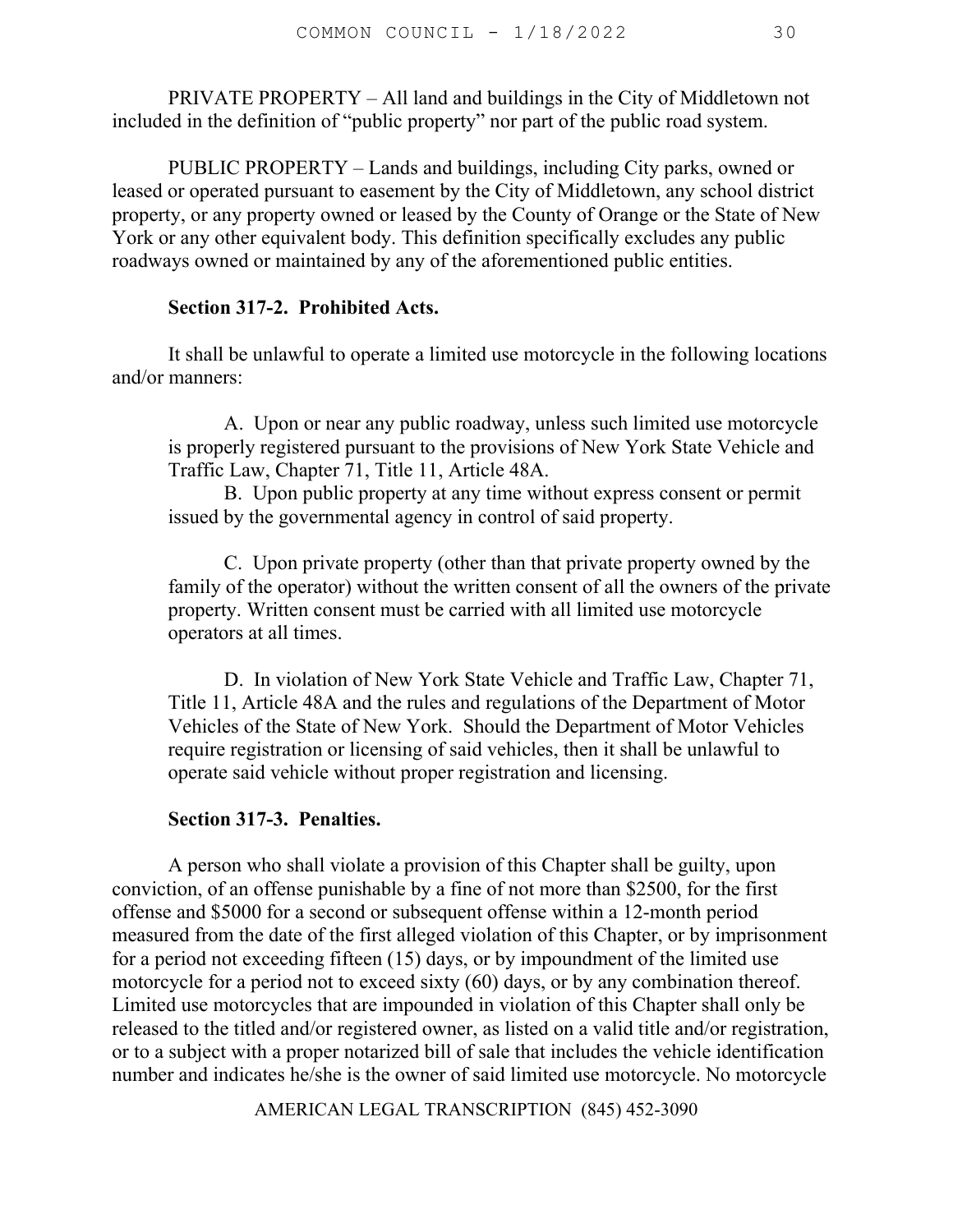PRIVATE PROPERTY – All land and buildings in the City of Middletown not included in the definition of "public property" nor part of the public road system.

PUBLIC PROPERTY – Lands and buildings, including City parks, owned or leased or operated pursuant to easement by the City of Middletown, any school district property, or any property owned or leased by the County of Orange or the State of New York or any other equivalent body. This definition specifically excludes any public roadways owned or maintained by any of the aforementioned public entities.

**Section 317-2. Prohibited Acts.**

It shall be unlawful to operate a limited use motorcycle in the following locations and/or manners:

A. Upon or near any public roadway, unless such limited use motorcycle is properly registered pursuant to the provisions of New York State Vehicle and Traffic Law, Chapter 71, Title 11, Article 48A.

B. Upon public property at any time without express consent or permit issued by the governmental agency in control of said property.

C. Upon private property (other than that private property owned by the family of the operator) without the written consent of all the owners of the private property. Written consent must be carried with all limited use motorcycle operators at all times.

D. In violation of New York State Vehicle and Traffic Law, Chapter 71, Title 11, Article 48A and the rules and regulations of the Department of Motor Vehicles of the State of New York. Should the Department of Motor Vehicles require registration or licensing of said vehicles, then it shall be unlawful to operate said vehicle without proper registration and licensing.

**Section 317-3. Penalties.**

A person who shall violate a provision of this Chapter shall be guilty, upon conviction, of an offense punishable by a fine of not more than $2500, for the first offense and $5000 for a second or subsequent offense within a 12-month period measured from the date of the first alleged violation of this Chapter, or by imprisonment for a period not exceeding fifteen (15) days, or by impoundment of the limited use motorcycle for a period not to exceed sixty (60) days, or by any combination thereof. Limited use motorcycles that are impounded in violation of this Chapter shall only be released to the titled and/or registered owner, as listed on a valid title and/or registration, or to a subject with a proper notarized bill of sale that includes the vehicle identification number and indicates he/she is the owner of said limited use motorcycle. No motorcycle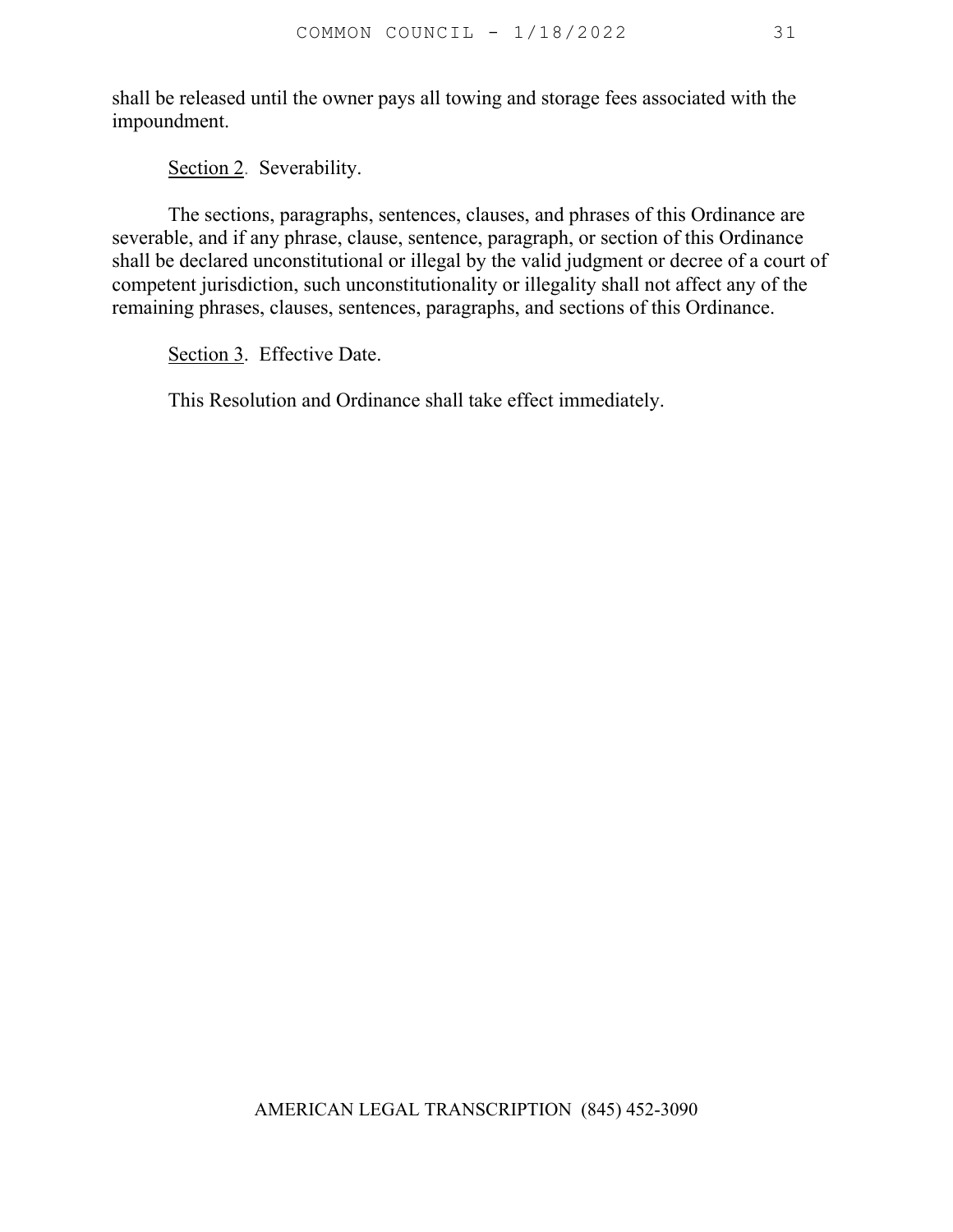shall be released until the owner pays all towing and storage fees associated with the impoundment.

Section 2. Severability.

The sections, paragraphs, sentences, clauses, and phrases of this Ordinance are severable, and if any phrase, clause, sentence, paragraph, or section of this Ordinance shall be declared unconstitutional or illegal by the valid judgment or decree of a court of competent jurisdiction, such unconstitutionality or illegality shall not affect any of the remaining phrases, clauses, sentences, paragraphs, and sections of this Ordinance.

Section 3. Effective Date.

This Resolution and Ordinance shall take effect immediately.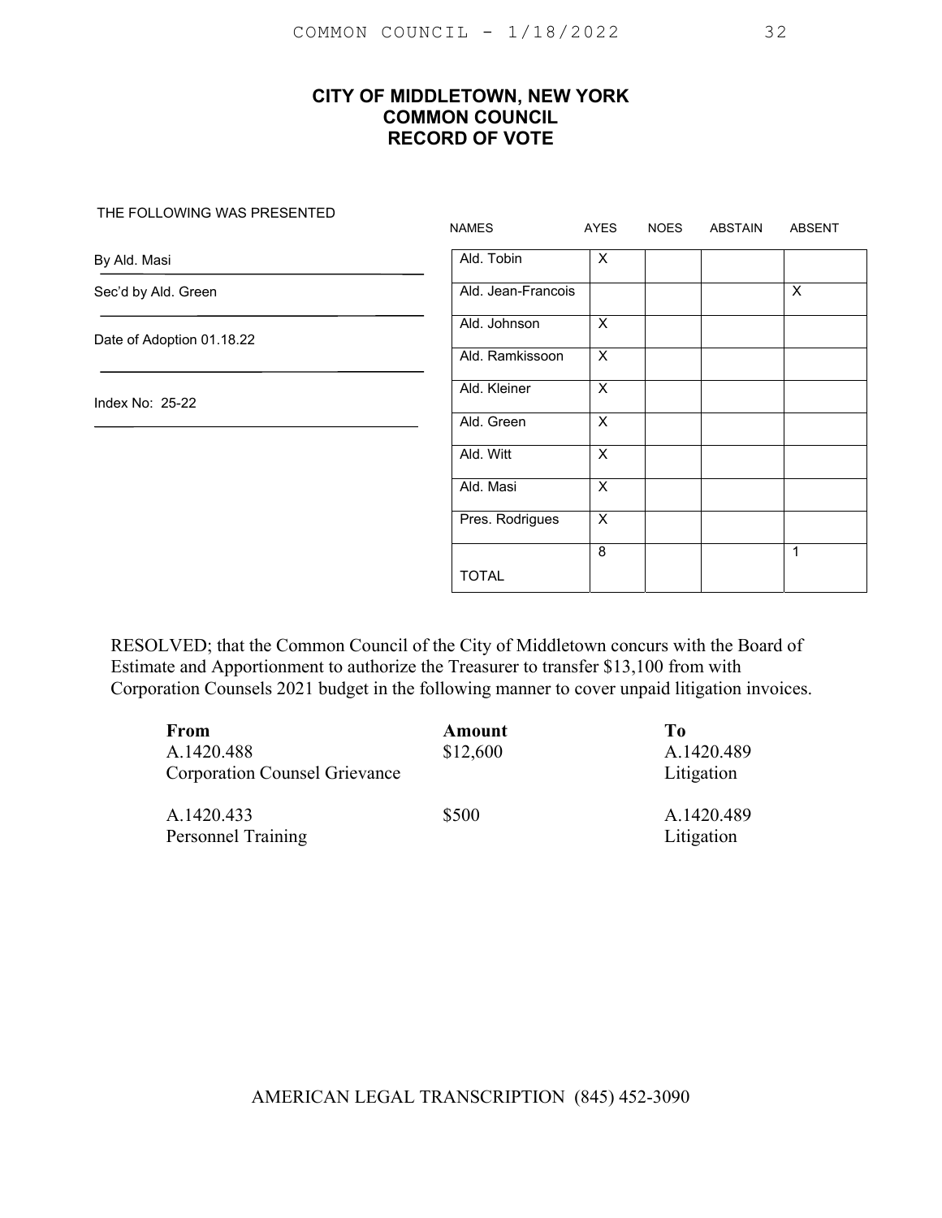# CITY OF MIDDLETOWN, NEW YORK
## COMMON COUNCIL
## RECORD OF VOTE

THE FOLLOWING WAS PRESENTED

By Ald. Masi

Sec'd by Ald. Green

Date of Adoption 01.18.22

Index No: 25-22

| NAMES | AYES | NOES | ABSTAIN | ABSENT |
|---|---|---|---|---|
| Ald. Tobin | X | | | |
| Ald. Jean-Francois | | | | X |
| Ald. Johnson | X | | | |
| Ald. Ramkissoon | X | | | |
| Ald. Kleiner | X | | | |
| Ald. Green | X | | | |
| Ald. Witt | X | | | |
| Ald. Masi | X | | | |
| Pres. Rodrigues | X | | | |
| TOTAL | 8 | | | 1 |

RESOLVED; that the Common Council of the City of Middletown concurs with the Board of Estimate and Apportionment to authorize the Treasurer to transfer $13,100 from with Corporation Counsels 2021 budget in the following manner to cover unpaid litigation invoices.

| From | Amount | To |
|---|---|---|
| A.1420.488<br>Corporation Counsel Grievance | $12,600 | A.1420.489<br>Litigation |
| A.1420.433<br>Personnel Training | $500 | A.1420.489<br>Litigation |

AMERICAN LEGAL TRANSCRIPTION (845) 452-3090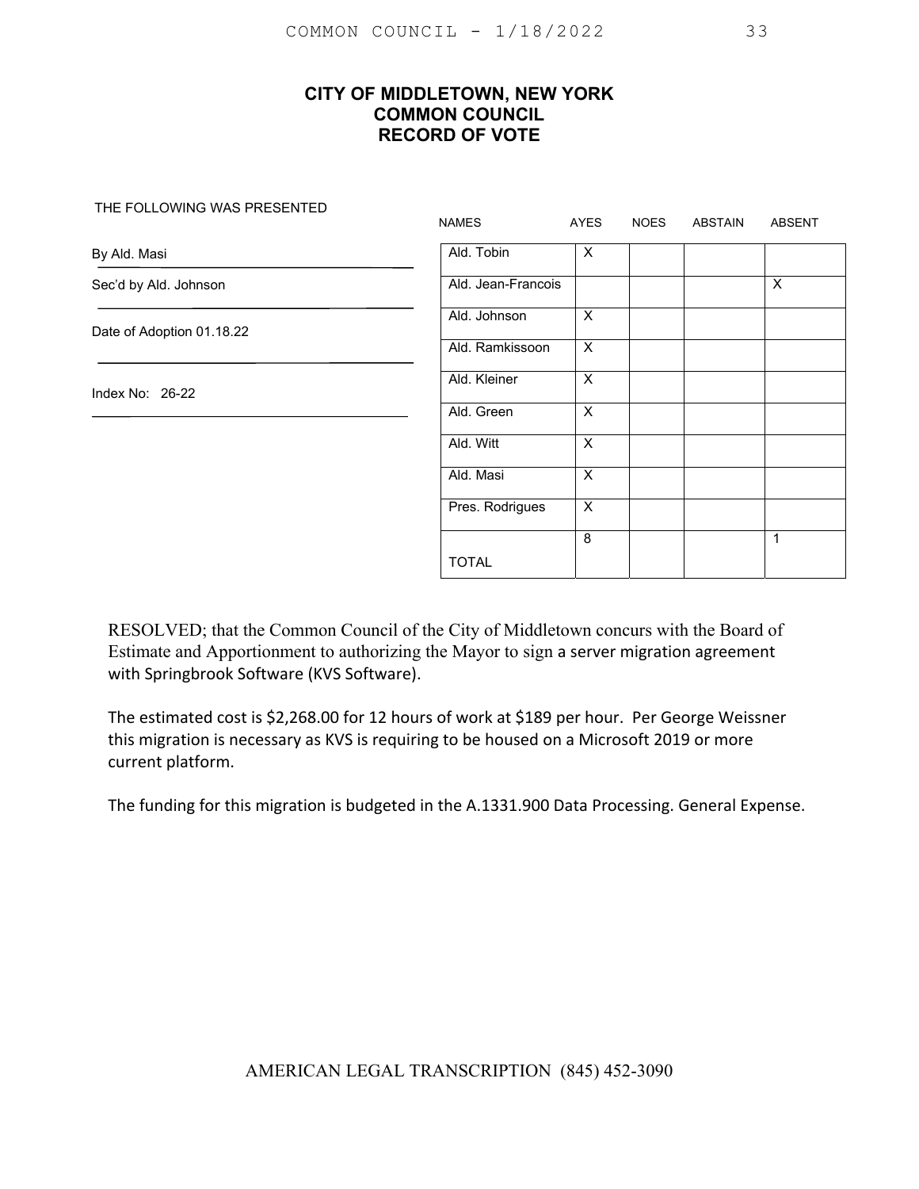# CITY OF MIDDLETOWN, NEW YORK
## COMMON COUNCIL
## RECORD OF VOTE

THE FOLLOWING WAS PRESENTED

By Ald. Masi

Sec'd by Ald. Johnson

Date of Adoption 01.18.22

Index No: 26-22

| NAMES | AYES | NOES | ABSTAIN | ABSENT |
|---|---|---|---|---|
| Ald. Tobin | X | | | |
| Ald. Jean-Francois | | | | X |
| Ald. Johnson | X | | | |
| Ald. Ramkissoon | X | | | |
| Ald. Kleiner | X | | | |
| Ald. Green | X | | | |
| Ald. Witt | X | | | |
| Ald. Masi | X | | | |
| Pres. Rodrigues | X | | | |
| TOTAL | 8 | | | 1 |

RESOLVED; that the Common Council of the City of Middletown concurs with the Board of Estimate and Apportionment to authorizing the Mayor to sign a server migration agreement with Springbrook Software (KVS Software).

The estimated cost is $2,268.00 for 12 hours of work at $189 per hour. Per George Weissner this migration is necessary as KVS is requiring to be housed on a Microsoft 2019 or more current platform.

The funding for this migration is budgeted in the A.1331.900 Data Processing. General Expense.

AMERICAN LEGAL TRANSCRIPTION (845) 452-3090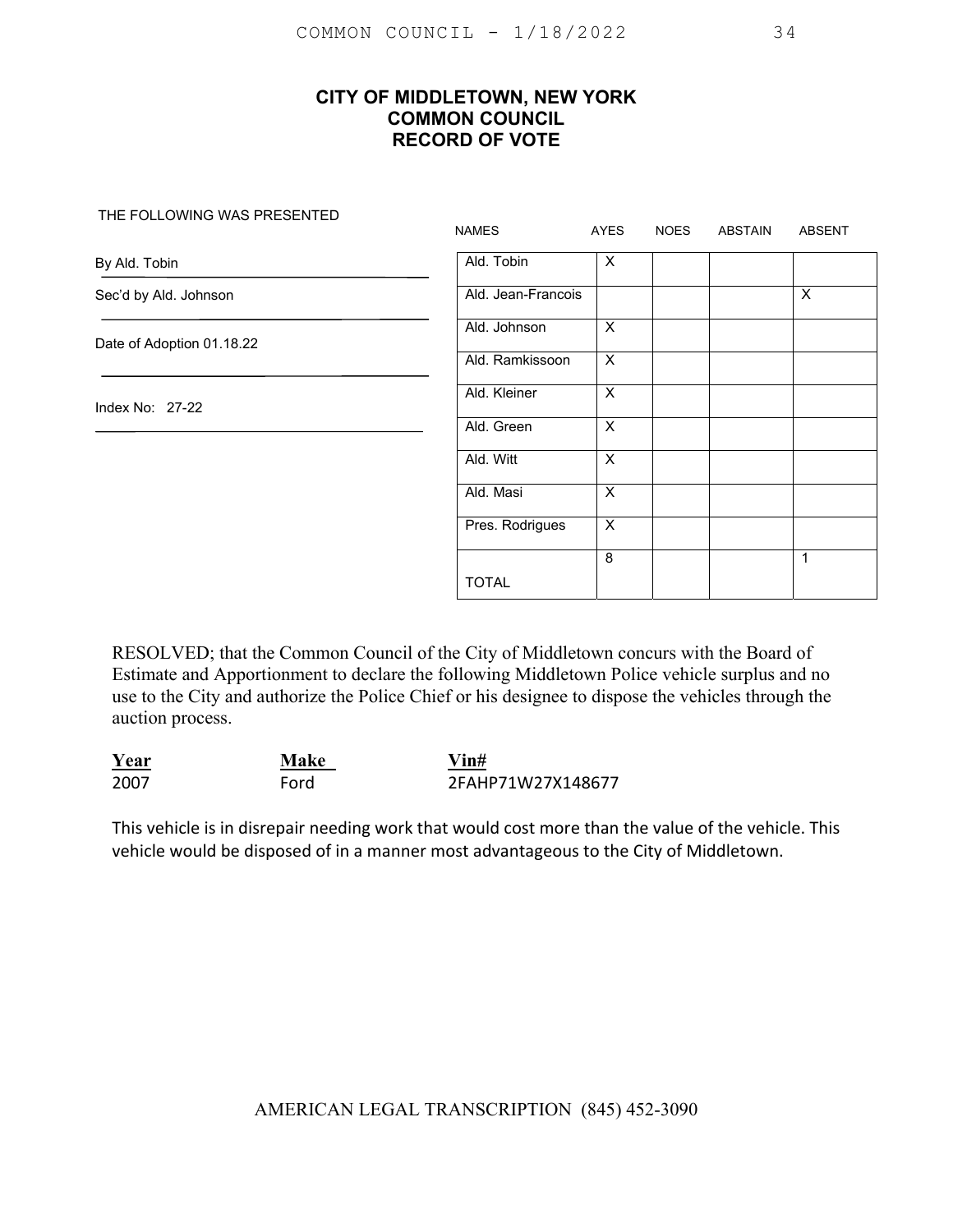# CITY OF MIDDLETOWN, NEW YORK
## COMMON COUNCIL
## RECORD OF VOTE

THE FOLLOWING WAS PRESENTED

By Ald. Tobin

Sec'd by Ald. Johnson

Date of Adoption 01.18.22

Index No: 27-22

| NAMES | AYES | NOES | ABSTAIN | ABSENT |
|---|---|---|---|---|
| Ald. Tobin | X | | | |
| Ald. Jean-Francois | | | | X |
| Ald. Johnson | X | | | |
| Ald. Ramkissoon | X | | | |
| Ald. Kleiner | X | | | |
| Ald. Green | X | | | |
| Ald. Witt | X | | | |
| Ald. Masi | X | | | |
| Pres. Rodrigues | X | | | |
| TOTAL | 8 | | | 1 |

RESOLVED; that the Common Council of the City of Middletown concurs with the Board of Estimate and Apportionment to declare the following Middletown Police vehicle surplus and no use to the City and authorize the Police Chief or his designee to dispose the vehicles through the auction process.

| **Year** | **Make** | **Vin#** |
|---|---|---|
| 2007 | Ford | 2FAHP71W27X148677 |

This vehicle is in disrepair needing work that would cost more than the value of the vehicle. This vehicle would be disposed of in a manner most advantageous to the City of Middletown.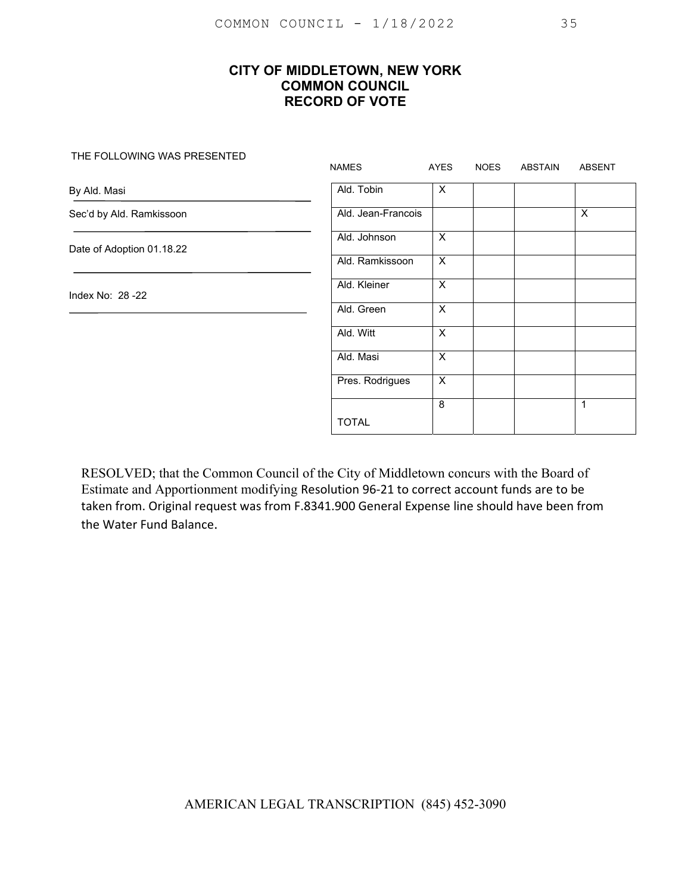## CITY OF MIDDLETOWN, NEW YORK
## COMMON COUNCIL
## RECORD OF VOTE

THE FOLLOWING WAS PRESENTED

By Ald. Masi

Sec'd by Ald. Ramkissoon

Date of Adoption 01.18.22

Index No: 28 -22

| NAMES | AYES | NOES | ABSTAIN | ABSENT |
|---|---|---|---|---|
| Ald. Tobin | X | | | |
| Ald. Jean-Francois | | | | X |
| Ald. Johnson | X | | | |
| Ald. Ramkissoon | X | | | |
| Ald. Kleiner | X | | | |
| Ald. Green | X | | | |
| Ald. Witt | X | | | |
| Ald. Masi | X | | | |
| Pres. Rodrigues | X | | | |
| TOTAL | 8 | | | 1 |

RESOLVED; that the Common Council of the City of Middletown concurs with the Board of Estimate and Apportionment modifying Resolution 96-21 to correct account funds are to be taken from. Original request was from F.8341.900 General Expense line should have been from the Water Fund Balance.

AMERICAN LEGAL TRANSCRIPTION (845) 452-3090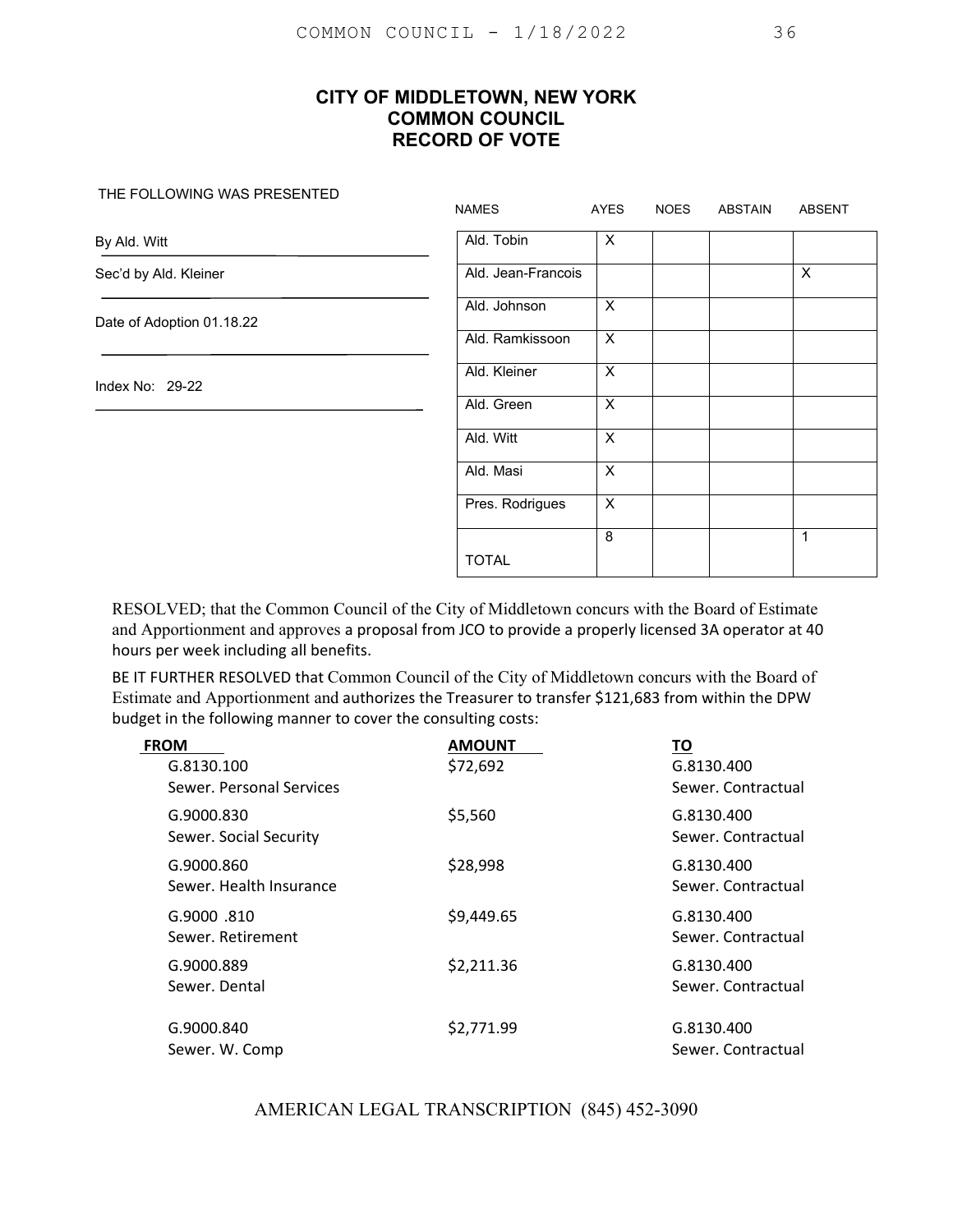## CITY OF MIDDLETOWN, NEW YORK
## COMMON COUNCIL
## RECORD OF VOTE

THE FOLLOWING WAS PRESENTED

By Ald. Witt

Sec'd by Ald. Kleiner

Date of Adoption 01.18.22

Index No: 29-22

| NAMES | AYES | NOES | ABSTAIN | ABSENT |
|---|---|---|---|---|
| Ald. Tobin | X | | | |
| Ald. Jean-Francois | | | | X |
| Ald. Johnson | X | | | |
| Ald. Ramkissoon | X | | | |
| Ald. Kleiner | X | | | |
| Ald. Green | X | | | |
| Ald. Witt | X | | | |
| Ald. Masi | X | | | |
| Pres. Rodrigues | X | | | |
| TOTAL | 8 | | | 1 |

RESOLVED; that the Common Council of the City of Middletown concurs with the Board of Estimate and Apportionment and approves a proposal from JCO to provide a properly licensed 3A operator at 40 hours per week including all benefits.

BE IT FURTHER RESOLVED that Common Council of the City of Middletown concurs with the Board of Estimate and Apportionment and authorizes the Treasurer to transfer $121,683 from within the DPW budget in the following manner to cover the consulting costs:

| FROM | AMOUNT | TO |
|---|---|---|
| G.8130.100 Sewer. Personal Services | $72,692 | G.8130.400 Sewer. Contractual |
| G.9000.830 Sewer. Social Security | $5,560 | G.8130.400 Sewer. Contractual |
| G.9000.860 Sewer. Health Insurance | $28,998 | G.8130.400 Sewer. Contractual |
| G.9000 .810 Sewer. Retirement | $9,449.65 | G.8130.400 Sewer. Contractual |
| G.9000.889 Sewer. Dental | $2,211.36 | G.8130.400 Sewer. Contractual |
| G.9000.840 Sewer. W. Comp | $2,771.99 | G.8130.400 Sewer. Contractual |

AMERICAN LEGAL TRANSCRIPTION (845) 452-3090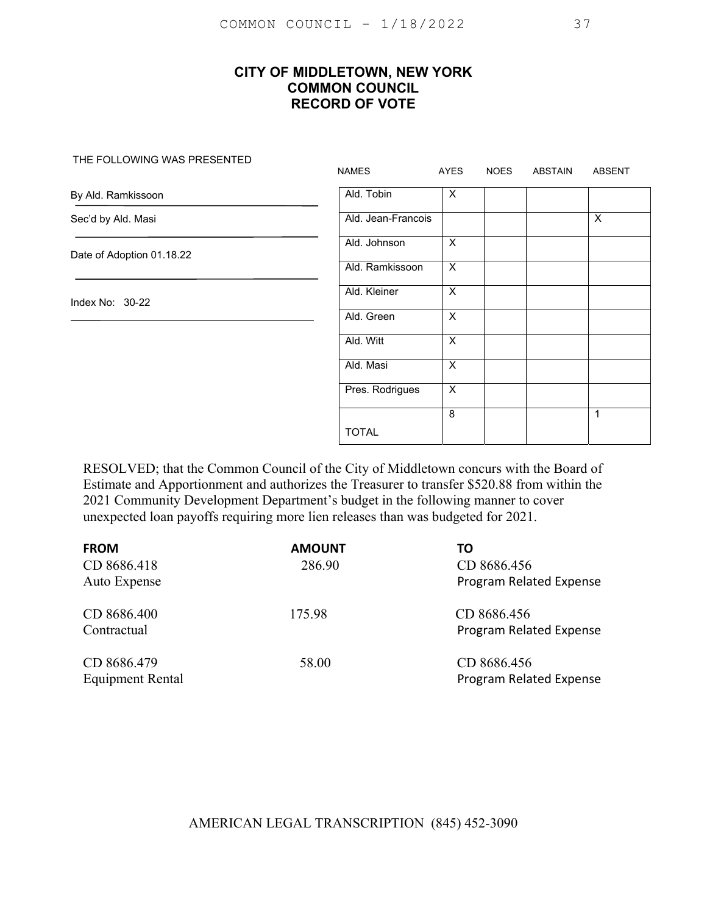# CITY OF MIDDLETOWN, NEW YORK
## COMMON COUNCIL
## RECORD OF VOTE

THE FOLLOWING WAS PRESENTED

By Ald. Ramkissoon

Sec'd by Ald. Masi

Date of Adoption 01.18.22

Index No: 30-22

| NAMES | AYES | NOES | ABSTAIN | ABSENT |
|---|---|---|---|---|
| Ald. Tobin | X | | | |
| Ald. Jean-Francois | | | | X |
| Ald. Johnson | X | | | |
| Ald. Ramkissoon | X | | | |
| Ald. Kleiner | X | | | |
| Ald. Green | X | | | |
| Ald. Witt | X | | | |
| Ald. Masi | X | | | |
| Pres. Rodrigues | X | | | |
| TOTAL | 8 | | | 1 |

RESOLVED; that the Common Council of the City of Middletown concurs with the Board of Estimate and Apportionment and authorizes the Treasurer to transfer $520.88 from within the 2021 Community Development Department's budget in the following manner to cover unexpected loan payoffs requiring more lien releases than was budgeted for 2021.

| FROM | AMOUNT | TO |
|---|---|---|
| CD 8686.418<br>Auto Expense | 286.90 | CD 8686.456<br>Program Related Expense |
| CD 8686.400<br>Contractual | 175.98 | CD 8686.456<br>Program Related Expense |
| CD 8686.479<br>Equipment Rental | 58.00 | CD 8686.456<br>Program Related Expense |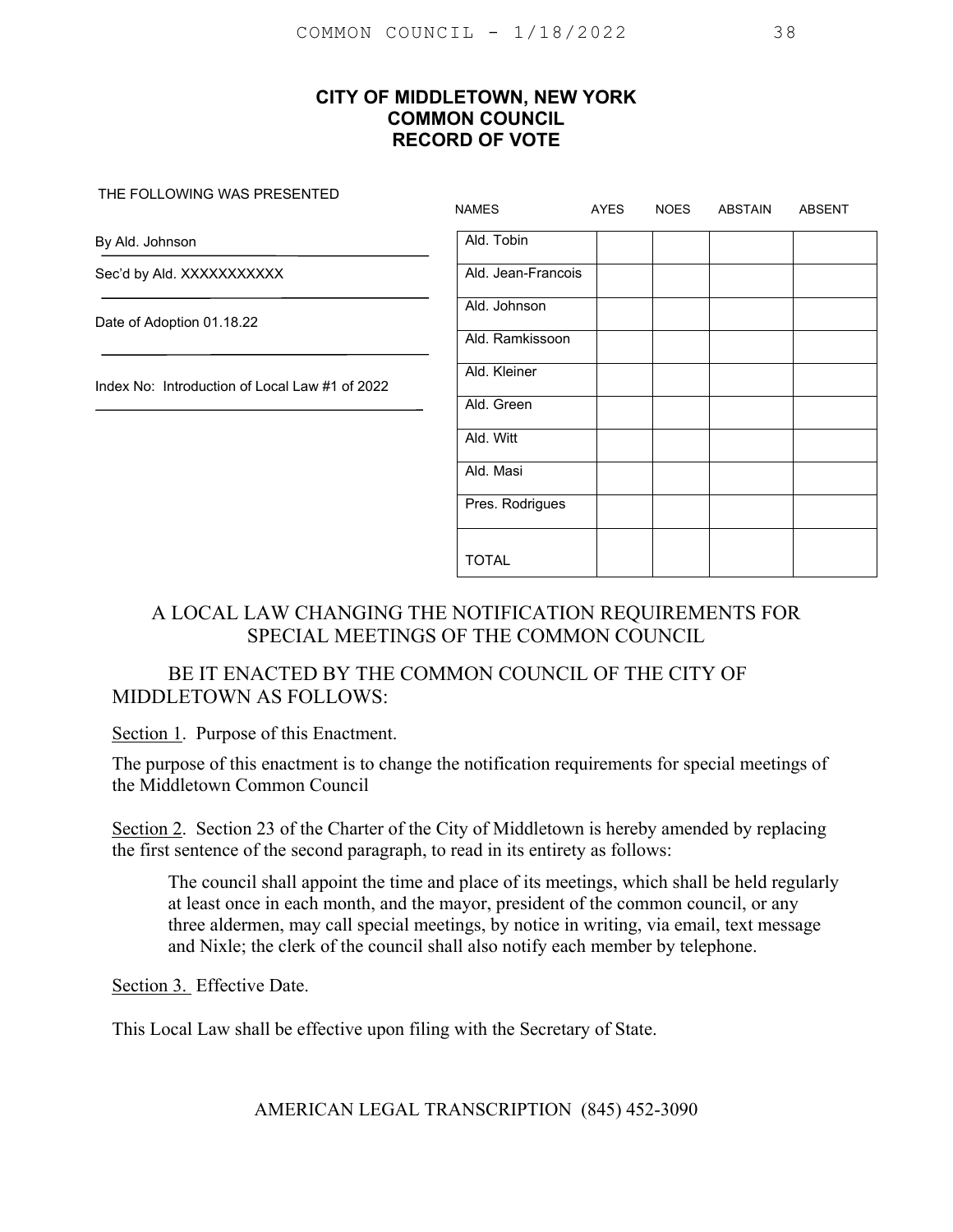# CITY OF MIDDLETOWN, NEW YORK
## COMMON COUNCIL
## RECORD OF VOTE

THE FOLLOWING WAS PRESENTED

By Ald. Johnson

Sec'd by Ald. XXXXXXXXXXX

Date of Adoption 01.18.22

Index No: Introduction of Local Law #1 of 2022

| NAMES | AYES | NOES | ABSTAIN | ABSENT |
|---|---|---|---|---|
| Ald. Tobin | | | | |
| Ald. Jean-Francois | | | | |
| Ald. Johnson | | | | |
| Ald. Ramkissoon | | | | |
| Ald. Kleiner | | | | |
| Ald. Green | | | | |
| Ald. Witt | | | | |
| Ald. Masi | | | | |
| Pres. Rodrigues | | | | |
| TOTAL | | | | |

A LOCAL LAW CHANGING THE NOTIFICATION REQUIREMENTS FOR SPECIAL MEETINGS OF THE COMMON COUNCIL

BE IT ENACTED BY THE COMMON COUNCIL OF THE CITY OF MIDDLETOWN AS FOLLOWS:

Section 1. Purpose of this Enactment.

The purpose of this enactment is to change the notification requirements for special meetings of the Middletown Common Council

Section 2. Section 23 of the Charter of the City of Middletown is hereby amended by replacing the first sentence of the second paragraph, to read in its entirety as follows:

> The council shall appoint the time and place of its meetings, which shall be held regularly at least once in each month, and the mayor, president of the common council, or any three aldermen, may call special meetings, by notice in writing, via email, text message and Nixle; the clerk of the council shall also notify each member by telephone.

Section 3. Effective Date.

This Local Law shall be effective upon filing with the Secretary of State.

AMERICAN LEGAL TRANSCRIPTION (845) 452-3090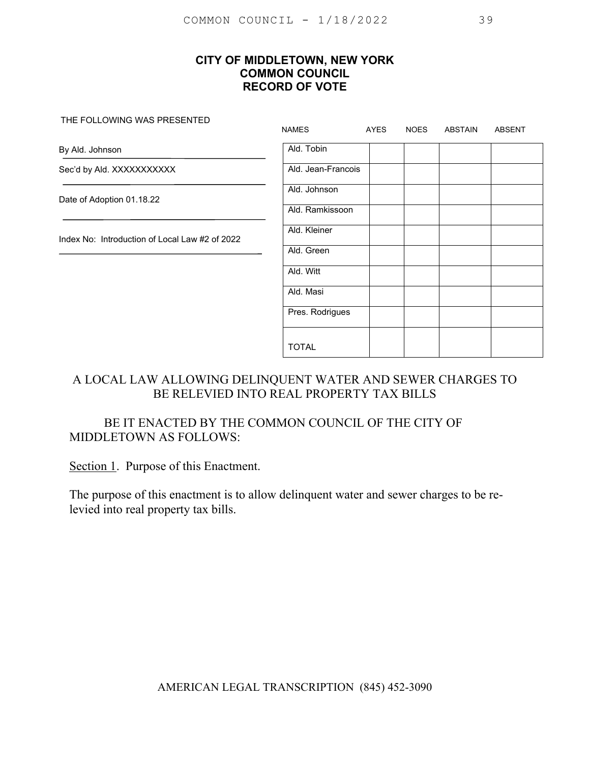**CITY OF MIDDLETOWN, NEW YORK**
**COMMON COUNCIL**
**RECORD OF VOTE**

THE FOLLOWING WAS PRESENTED

By Ald. Johnson

Sec'd by Ald. XXXXXXXXXXX

Date of Adoption 01.18.22

Index No: Introduction of Local Law #2 of 2022

| NAMES | AYES | NOES | ABSTAIN | ABSENT |
|---|---|---|---|---|
| Ald. Tobin | | | | |
| Ald. Jean-Francois | | | | |
| Ald. Johnson | | | | |
| Ald. Ramkissoon | | | | |
| Ald. Kleiner | | | | |
| Ald. Green | | | | |
| Ald. Witt | | | | |
| Ald. Masi | | | | |
| Pres. Rodrigues | | | | |
| TOTAL | | | | |

A LOCAL LAW ALLOWING DELINQUENT WATER AND SEWER CHARGES TO BE RELEVIED INTO REAL PROPERTY TAX BILLS

BE IT ENACTED BY THE COMMON COUNCIL OF THE CITY OF MIDDLETOWN AS FOLLOWS:

Section 1. Purpose of this Enactment.

The purpose of this enactment is to allow delinquent water and sewer charges to be re-levied into real property tax bills.

AMERICAN LEGAL TRANSCRIPTION (845) 452-3090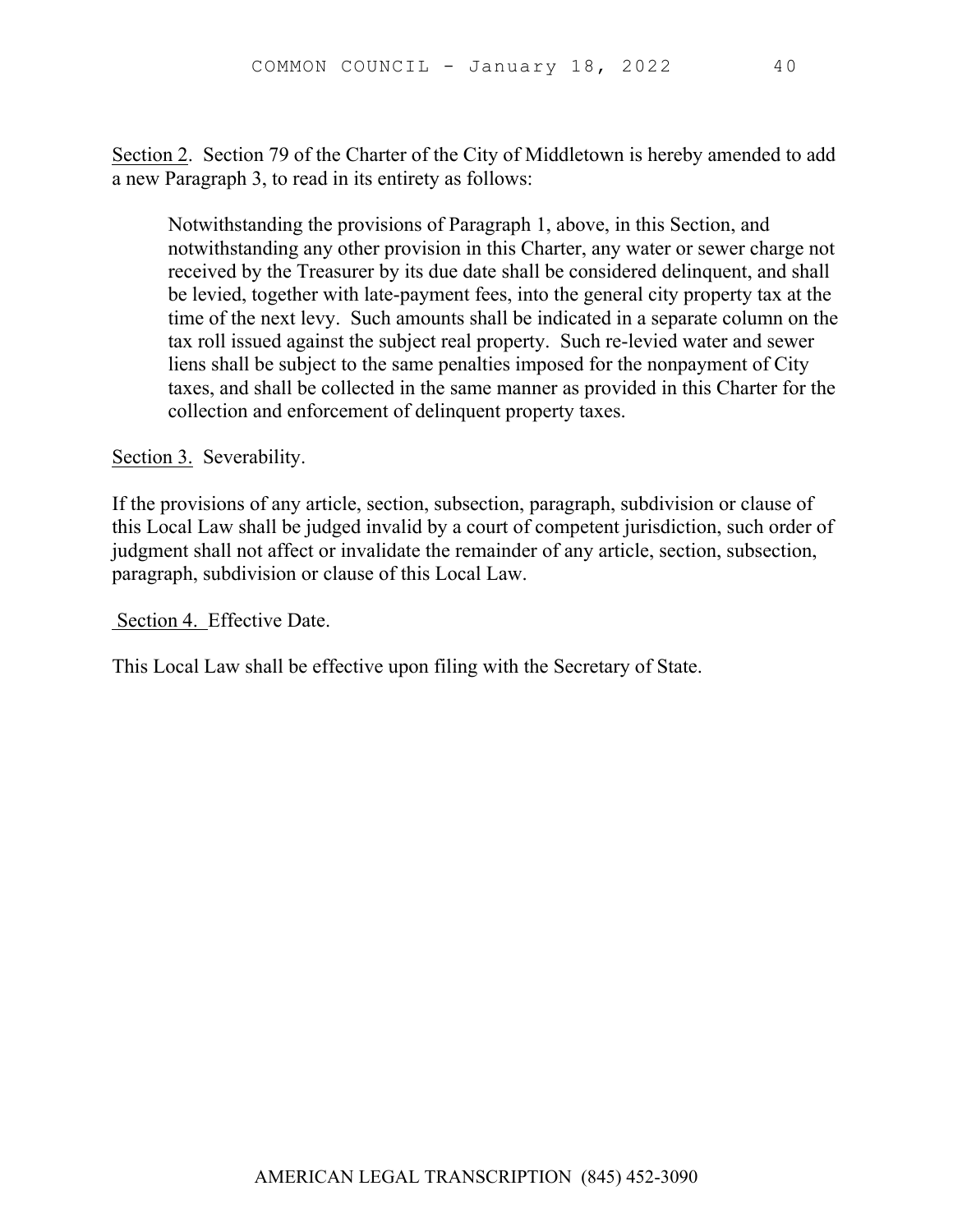Section 2. Section 79 of the Charter of the City of Middletown is hereby amended to add a new Paragraph 3, to read in its entirety as follows:

> Notwithstanding the provisions of Paragraph 1, above, in this Section, and notwithstanding any other provision in this Charter, any water or sewer charge not received by the Treasurer by its due date shall be considered delinquent, and shall be levied, together with late-payment fees, into the general city property tax at the time of the next levy. Such amounts shall be indicated in a separate column on the tax roll issued against the subject real property. Such re-levied water and sewer liens shall be subject to the same penalties imposed for the nonpayment of City taxes, and shall be collected in the same manner as provided in this Charter for the collection and enforcement of delinquent property taxes.

Section 3. Severability.

If the provisions of any article, section, subsection, paragraph, subdivision or clause of this Local Law shall be judged invalid by a court of competent jurisdiction, such order of judgment shall not affect or invalidate the remainder of any article, section, subsection, paragraph, subdivision or clause of this Local Law.

Section 4. Effective Date.

This Local Law shall be effective upon filing with the Secretary of State.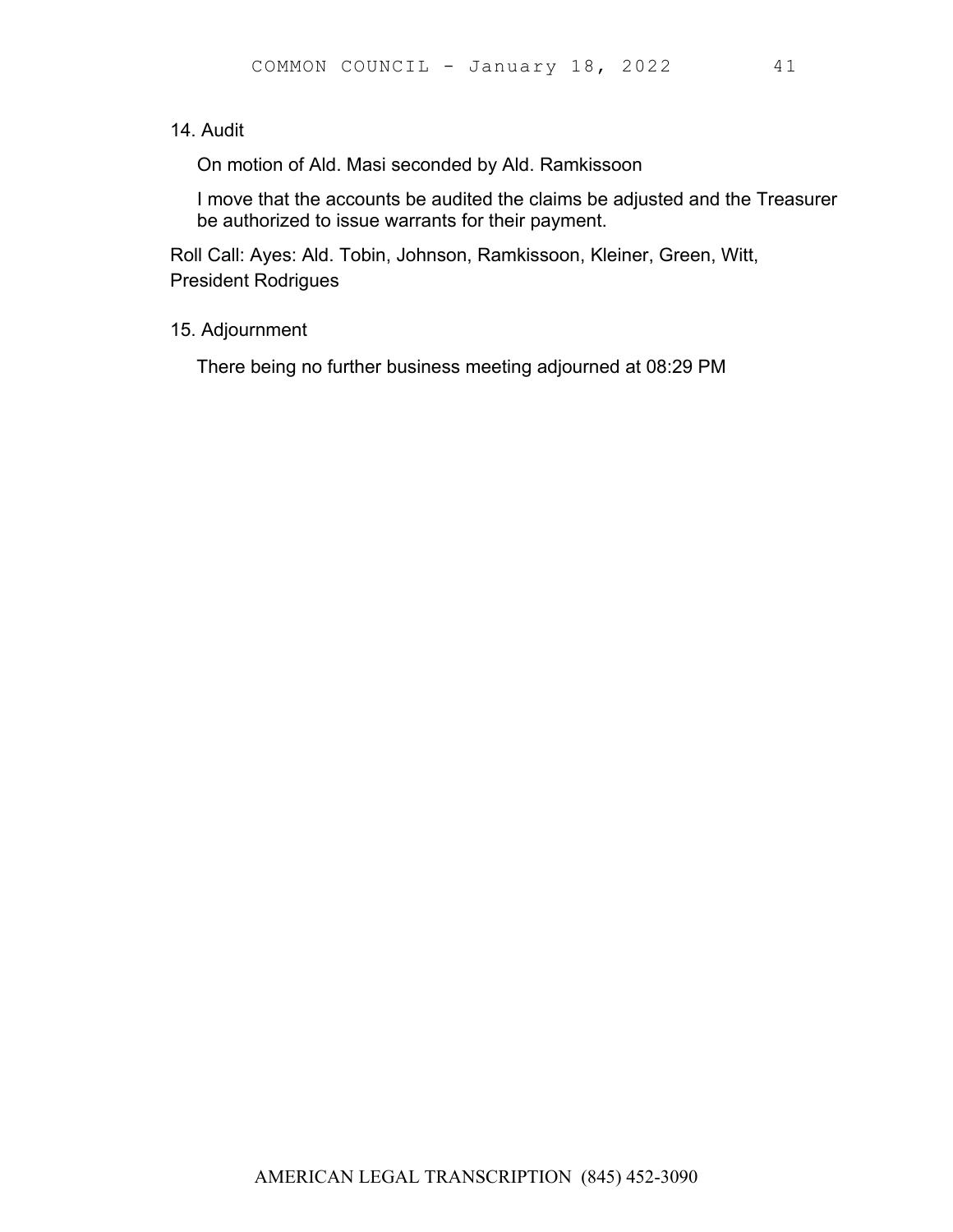14. Audit

On motion of Ald. Masi seconded by Ald. Ramkissoon

I move that the accounts be audited the claims be adjusted and the Treasurer be authorized to issue warrants for their payment.

Roll Call: Ayes: Ald. Tobin, Johnson, Ramkissoon, Kleiner, Green, Witt, President Rodrigues

15. Adjournment

There being no further business meeting adjourned at 08:29 PM